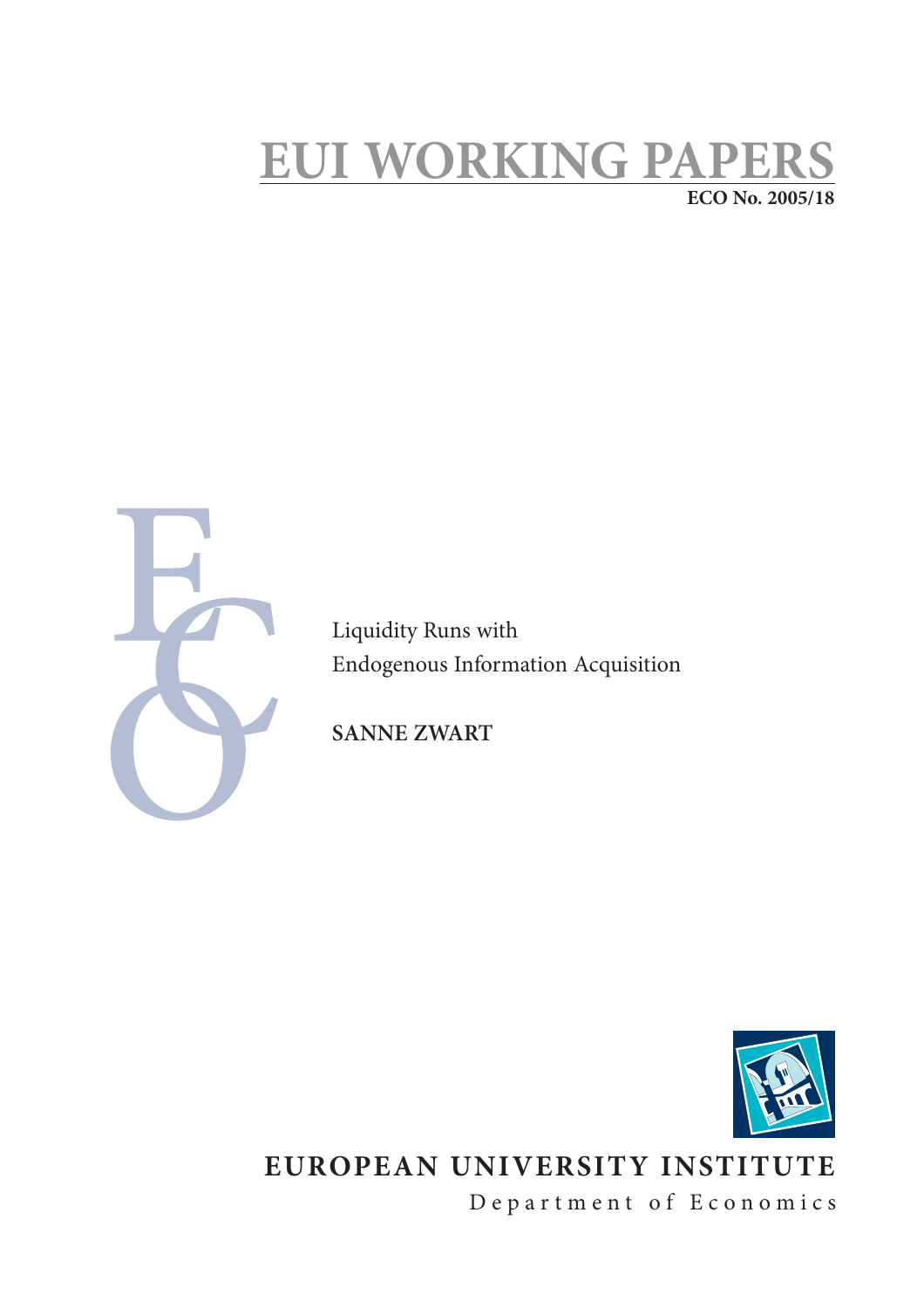# EUI WORKING PAPERS

**ECO No. 2005/18**

Liquidity Runs with Endogenous Information Acquisition

**SANNE ZWART**

**EUROPEAN UNIVERSITY INSTITUTE**

Department of Economics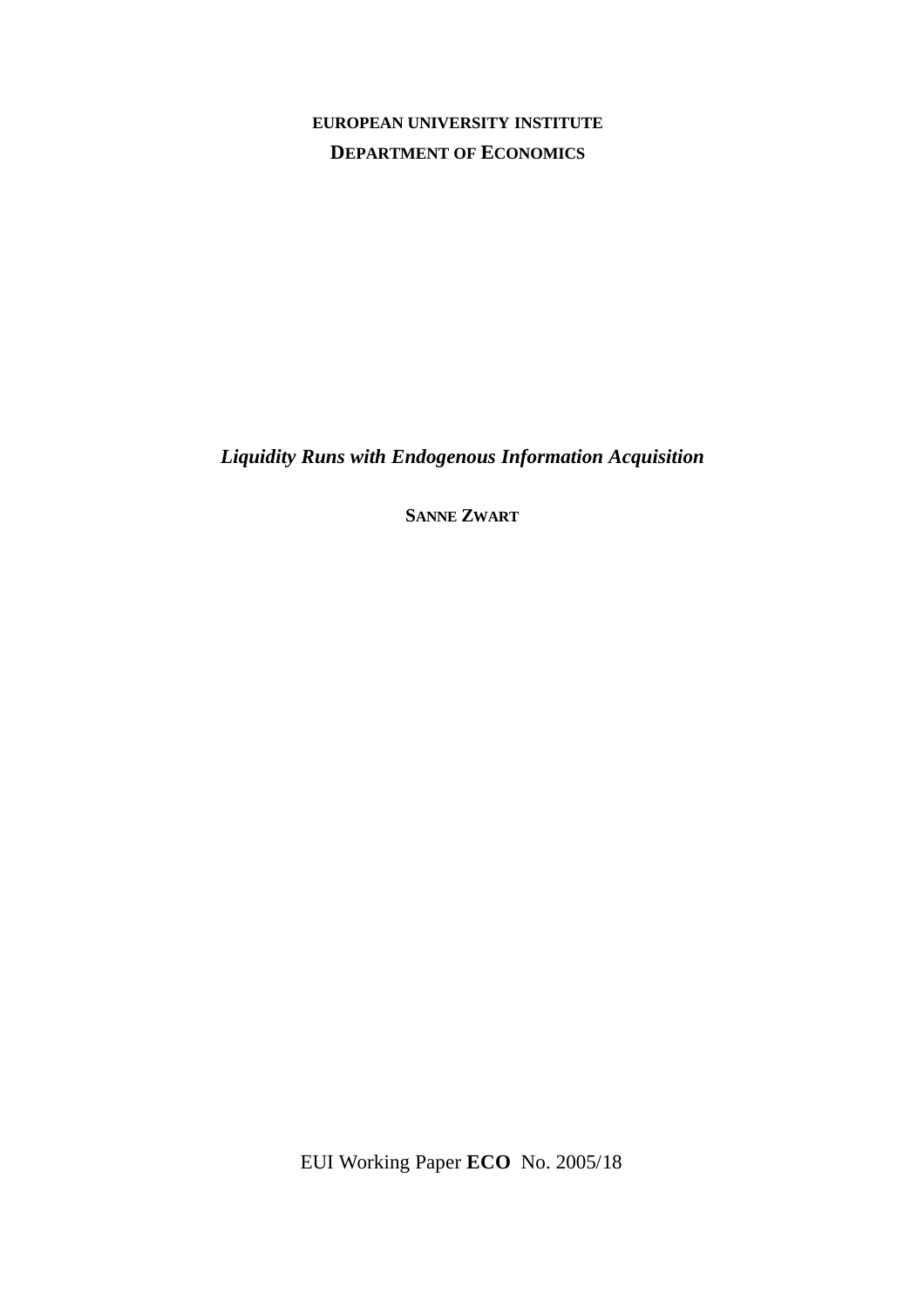**EUROPEAN UNIVERSITY INSTITUTE**

**DEPARTMENT OF ECONOMICS**

***Liquidity Runs with Endogenous Information Acquisition***

**SANNE ZWART**

EUI Working Paper **ECO** No. 2005/18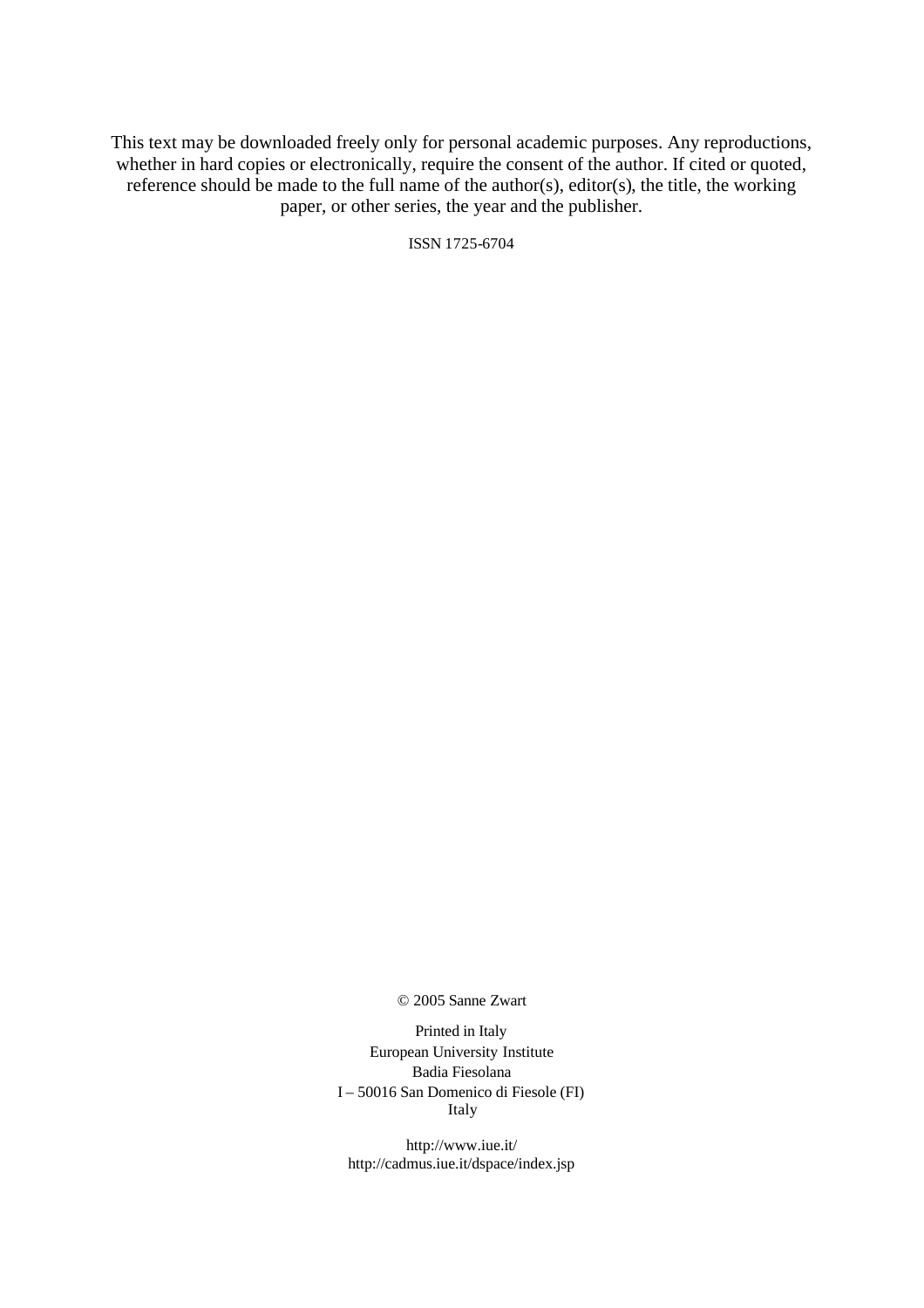This text may be downloaded freely only for personal academic purposes. Any reproductions, whether in hard copies or electronically, require the consent of the author. If cited or quoted, reference should be made to the full name of the author(s), editor(s), the title, the working paper, or other series, the year and the publisher.

ISSN 1725-6704

© 2005 Sanne Zwart

Printed in Italy
European University Institute
Badia Fiesolana
I – 50016 San Domenico di Fiesole (FI)
Italy

http://www.iue.it/
http://cadmus.iue.it/dspace/index.jsp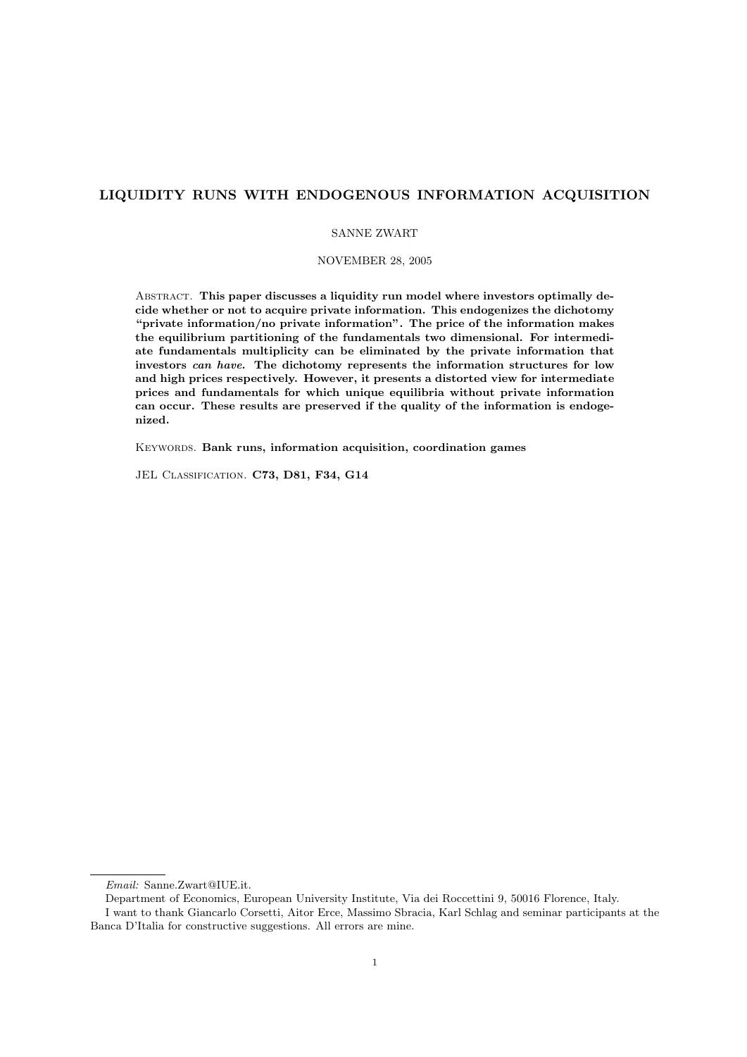# LIQUIDITY RUNS WITH ENDOGENOUS INFORMATION ACQUISITION

SANNE ZWART

NOVEMBER 28, 2005

Abstract. **This paper discusses a liquidity run model where investors optimally decide whether or not to acquire private information. This endogenizes the dichotomy "private information/no private information". The price of the information makes the equilibrium partitioning of the fundamentals two dimensional. For intermediate fundamentals multiplicity can be eliminated by the private information that investors *can have.* The dichotomy represents the information structures for low and high prices respectively. However, it presents a distorted view for intermediate prices and fundamentals for which unique equilibria without private information can occur. These results are preserved if the quality of the information is endogenized.**

Keywords. **Bank runs, information acquisition, coordination games**

JEL Classification. **C73, D81, F34, G14**

---

*Email:* Sanne.Zwart@IUE.it.

Department of Economics, European University Institute, Via dei Roccettini 9, 50016 Florence, Italy.

I want to thank Giancarlo Corsetti, Aitor Erce, Massimo Sbracia, Karl Schlag and seminar participants at the Banca D'Italia for constructive suggestions. All errors are mine.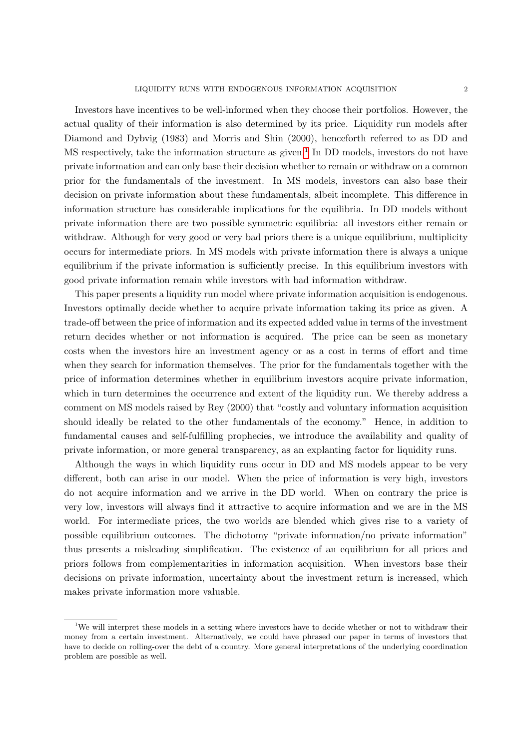Investors have incentives to be well-informed when they choose their portfolios. However, the actual quality of their information is also determined by its price. Liquidity run models after Diamond and Dybvig (1983) and Morris and Shin (2000), henceforth referred to as DD and MS respectively, take the information structure as given.[1] In DD models, investors do not have private information and can only base their decision whether to remain or withdraw on a common prior for the fundamentals of the investment. In MS models, investors can also base their decision on private information about these fundamentals, albeit incomplete. This difference in information structure has considerable implications for the equilibria. In DD models without private information there are two possible symmetric equilibria: all investors either remain or withdraw. Although for very good or very bad priors there is a unique equilibrium, multiplicity occurs for intermediate priors. In MS models with private information there is always a unique equilibrium if the private information is sufficiently precise. In this equilibrium investors with good private information remain while investors with bad information withdraw.

This paper presents a liquidity run model where private information acquisition is endogenous. Investors optimally decide whether to acquire private information taking its price as given. A trade-off between the price of information and its expected added value in terms of the investment return decides whether or not information is acquired. The price can be seen as monetary costs when the investors hire an investment agency or as a cost in terms of effort and time when they search for information themselves. The prior for the fundamentals together with the price of information determines whether in equilibrium investors acquire private information, which in turn determines the occurrence and extent of the liquidity run. We thereby address a comment on MS models raised by Rey (2000) that "costly and voluntary information acquisition should ideally be related to the other fundamentals of the economy." Hence, in addition to fundamental causes and self-fulfilling prophecies, we introduce the availability and quality of private information, or more general transparency, as an explanting factor for liquidity runs.

Although the ways in which liquidity runs occur in DD and MS models appear to be very different, both can arise in our model. When the price of information is very high, investors do not acquire information and we arrive in the DD world. When on contrary the price is very low, investors will always find it attractive to acquire information and we are in the MS world. For intermediate prices, the two worlds are blended which gives rise to a variety of possible equilibrium outcomes. The dichotomy "private information/no private information" thus presents a misleading simplification. The existence of an equilibrium for all prices and priors follows from complementarities in information acquisition. When investors base their decisions on private information, uncertainty about the investment return is increased, which makes private information more valuable.

[1] We will interpret these models in a setting where investors have to decide whether or not to withdraw their money from a certain investment. Alternatively, we could have phrased our paper in terms of investors that have to decide on rolling-over the debt of a country. More general interpretations of the underlying coordination problem are possible as well.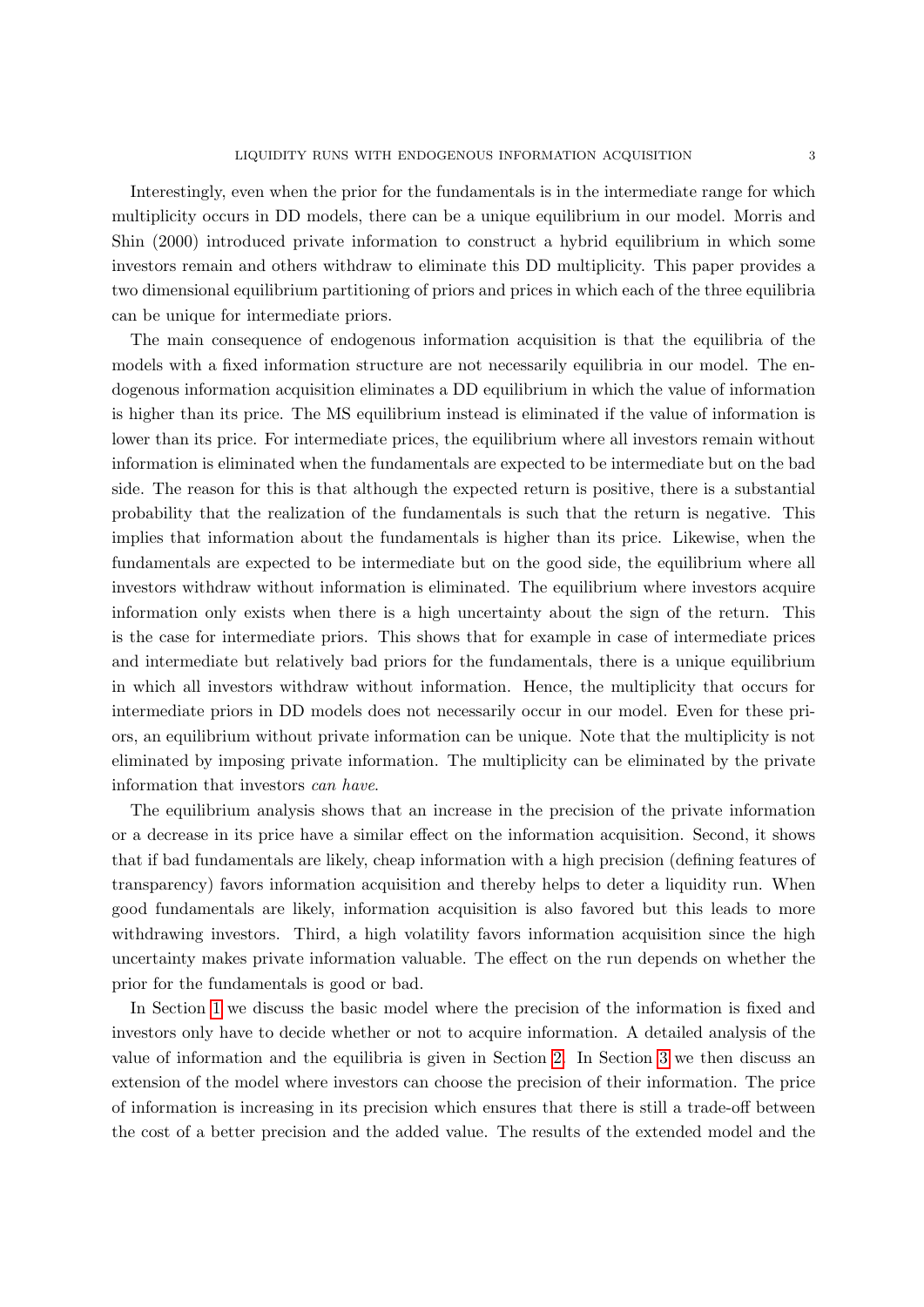Interestingly, even when the prior for the fundamentals is in the intermediate range for which multiplicity occurs in DD models, there can be a unique equilibrium in our model. Morris and Shin (2000) introduced private information to construct a hybrid equilibrium in which some investors remain and others withdraw to eliminate this DD multiplicity. This paper provides a two dimensional equilibrium partitioning of priors and prices in which each of the three equilibria can be unique for intermediate priors.

The main consequence of endogenous information acquisition is that the equilibria of the models with a fixed information structure are not necessarily equilibria in our model. The endogenous information acquisition eliminates a DD equilibrium in which the value of information is higher than its price. The MS equilibrium instead is eliminated if the value of information is lower than its price. For intermediate prices, the equilibrium where all investors remain without information is eliminated when the fundamentals are expected to be intermediate but on the bad side. The reason for this is that although the expected return is positive, there is a substantial probability that the realization of the fundamentals is such that the return is negative. This implies that information about the fundamentals is higher than its price. Likewise, when the fundamentals are expected to be intermediate but on the good side, the equilibrium where all investors withdraw without information is eliminated. The equilibrium where investors acquire information only exists when there is a high uncertainty about the sign of the return. This is the case for intermediate priors. This shows that for example in case of intermediate prices and intermediate but relatively bad priors for the fundamentals, there is a unique equilibrium in which all investors withdraw without information. Hence, the multiplicity that occurs for intermediate priors in DD models does not necessarily occur in our model. Even for these priors, an equilibrium without private information can be unique. Note that the multiplicity is not eliminated by imposing private information. The multiplicity can be eliminated by the private information that investors *can have*.

The equilibrium analysis shows that an increase in the precision of the private information or a decrease in its price have a similar effect on the information acquisition. Second, it shows that if bad fundamentals are likely, cheap information with a high precision (defining features of transparency) favors information acquisition and thereby helps to deter a liquidity run. When good fundamentals are likely, information acquisition is also favored but this leads to more withdrawing investors. Third, a high volatility favors information acquisition since the high uncertainty makes private information valuable. The effect on the run depends on whether the prior for the fundamentals is good or bad.

In Section 1 we discuss the basic model where the precision of the information is fixed and investors only have to decide whether or not to acquire information. A detailed analysis of the value of information and the equilibria is given in Section 2. In Section 3 we then discuss an extension of the model where investors can choose the precision of their information. The price of information is increasing in its precision which ensures that there is still a trade-off between the cost of a better precision and the added value. The results of the extended model and the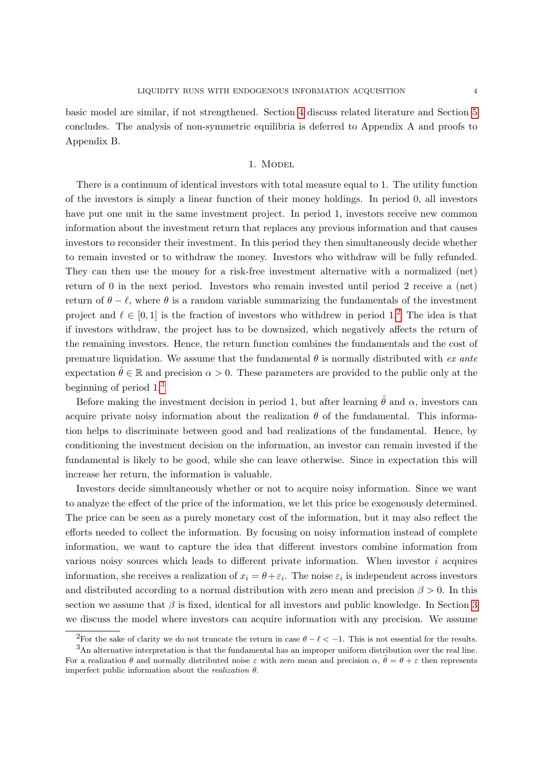basic model are similar, if not strengthened. Section 4 discuss related literature and Section 5 concludes. The analysis of non-symmetric equilibria is deferred to Appendix A and proofs to Appendix B.

## 1. Model

There is a continuum of identical investors with total measure equal to 1. The utility function of the investors is simply a linear function of their money holdings. In period 0, all investors have put one unit in the same investment project. In period 1, investors receive new common information about the investment return that replaces any previous information and that causes investors to reconsider their investment. In this period they then simultaneously decide whether to remain invested or to withdraw the money. Investors who withdraw will be fully refunded. They can then use the money for a risk-free investment alternative with a normalized (net) return of 0 in the next period. Investors who remain invested until period 2 receive a (net) return of $\theta - \ell$, where $\theta$ is a random variable summarizing the fundamentals of the investment project and $\ell \in [0, 1]$ is the fraction of investors who withdrew in period 1.[2] The idea is that if investors withdraw, the project has to be downsized, which negatively affects the return of the remaining investors. Hence, the return function combines the fundamentals and the cost of premature liquidation. We assume that the fundamental $\theta$ is normally distributed with *ex ante* expectation $\hat{\theta} \in \mathbb{R}$ and precision $\alpha > 0$. These parameters are provided to the public only at the beginning of period 1.[3]

Before making the investment decision in period 1, but after learning $\hat{\theta}$ and $\alpha$, investors can acquire private noisy information about the realization $\theta$ of the fundamental. This information helps to discriminate between good and bad realizations of the fundamental. Hence, by conditioning the investment decision on the information, an investor can remain invested if the fundamental is likely to be good, while she can leave otherwise. Since in expectation this will increase her return, the information is valuable.

Investors decide simultaneously whether or not to acquire noisy information. Since we want to analyze the effect of the price of the information, we let this price be exogenously determined. The price can be seen as a purely monetary cost of the information, but it may also reflect the efforts needed to collect the information. By focusing on noisy information instead of complete information, we want to capture the idea that different investors combine information from various noisy sources which leads to different private information. When investor $i$ acquires information, she receives a realization of $x_i = \theta + \varepsilon_i$. The noise $\varepsilon_i$ is independent across investors and distributed according to a normal distribution with zero mean and precision $\beta > 0$. In this section we assume that $\beta$ is fixed, identical for all investors and public knowledge. In Section 3 we discuss the model where investors can acquire information with any precision. We assume

[2] For the sake of clarity we do not truncate the return in case $\theta - \ell < -1$. This is not essential for the results.

[3] An alternative interpretation is that the fundamental has an improper uniform distribution over the real line. For a realization $\theta$ and normally distributed noise $\varepsilon$ with zero mean and precision $\alpha$, $\hat{\theta} = \theta + \varepsilon$ then represents imperfect public information about the *realization* $\theta$.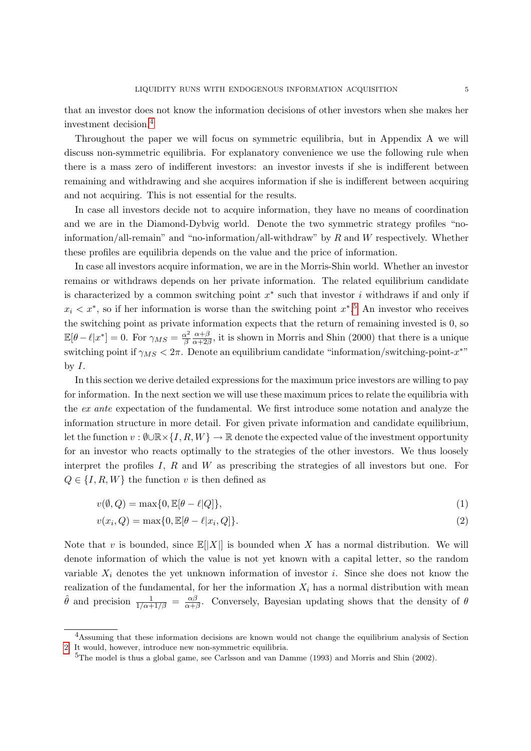that an investor does not know the information decisions of other investors when she makes her investment decision.[4]

Throughout the paper we will focus on symmetric equilibria, but in Appendix A we will discuss non-symmetric equilibria. For explanatory convenience we use the following rule when there is a mass zero of indifferent investors: an investor invests if she is indifferent between remaining and withdrawing and she acquires information if she is indifferent between acquiring and not acquiring. This is not essential for the results.

In case all investors decide not to acquire information, they have no means of coordination and we are in the Diamond-Dybvig world. Denote the two symmetric strategy profiles "no-information/all-remain" and "no-information/all-withdraw" by $R$ and $W$ respectively. Whether these profiles are equilibria depends on the value and the price of information.

In case all investors acquire information, we are in the Morris-Shin world. Whether an investor remains or withdraws depends on her private information. The related equilibrium candidate is characterized by a common switching point $x^*$ such that investor $i$ withdraws if and only if $x_i < x^*$, so if her information is worse than the switching point $x^*$.[5] An investor who receives the switching point as private information expects that the return of remaining invested is 0, so $\mathbb{E}[\theta - \ell | x^*] = 0$. For $\gamma_{MS} = \frac{\alpha^2}{\beta} \frac{\alpha+\beta}{\alpha+2\beta}$, it is shown in Morris and Shin (2000) that there is a unique switching point if $\gamma_{MS} < 2\pi$. Denote an equilibrium candidate "information/switching-point-$x^*$" by $I$.

In this section we derive detailed expressions for the maximum price investors are willing to pay for information. In the next section we will use these maximum prices to relate the equilibria with the *ex ante* expectation of the fundamental. We first introduce some notation and analyze the information structure in more detail. For given private information and candidate equilibrium, let the function $v : \emptyset \cup \mathbb{R} \times \{I, R, W\} \to \mathbb{R}$ denote the expected value of the investment opportunity for an investor who reacts optimally to the strategies of the other investors. We thus loosely interpret the profiles $I$, $R$ and $W$ as prescribing the strategies of all investors but one. For $Q \in \{I, R, W\}$ the function $v$ is then defined as

$$v(\emptyset, Q) = \max\{0, \mathbb{E}[\theta - \ell | Q]\}, \tag{1}$$

$$v(x_i, Q) = \max\{0, \mathbb{E}[\theta - \ell | x_i, Q]\}. \tag{2}$$

Note that $v$ is bounded, since $\mathbb{E}[|X|]$ is bounded when $X$ has a normal distribution. We will denote information of which the value is not yet known with a capital letter, so the random variable $X_i$ denotes the yet unknown information of investor $i$. Since she does not know the realization of the fundamental, for her the information $X_i$ has a normal distribution with mean $\hat{\theta}$ and precision $\frac{1}{1/\alpha + 1/\beta} = \frac{\alpha\beta}{\alpha+\beta}$. Conversely, Bayesian updating shows that the density of $\theta$

---

[4] Assuming that these information decisions are known would not change the equilibrium analysis of Section 2. It would, however, introduce new non-symmetric equilibria.

[5] The model is thus a global game, see Carlsson and van Damme (1993) and Morris and Shin (2002).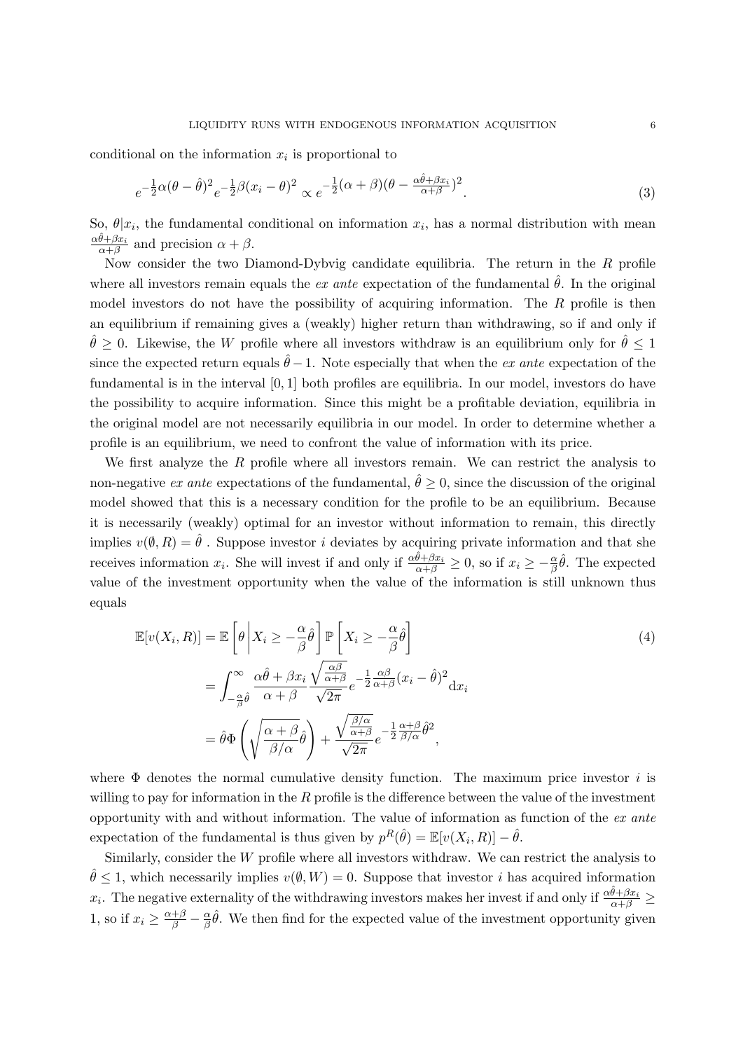conditional on the information $x_i$ is proportional to

$$e^{-\frac{1}{2}\alpha(\theta-\hat{\theta})^2}e^{-\frac{1}{2}\beta(x_i-\theta)^2} \propto e^{-\frac{1}{2}(\alpha+\beta)(\theta-\frac{\alpha\hat{\theta}+\beta x_i}{\alpha+\beta})^2}. \tag{3}$$

So, $\theta|x_i$, the fundamental conditional on information $x_i$, has a normal distribution with mean $\frac{\alpha\hat{\theta}+\beta x_i}{\alpha+\beta}$ and precision $\alpha+\beta$.

Now consider the two Diamond-Dybvig candidate equilibria. The return in the $R$ profile where all investors remain equals the *ex ante* expectation of the fundamental $\hat{\theta}$. In the original model investors do not have the possibility of acquiring information. The $R$ profile is then an equilibrium if remaining gives a (weakly) higher return than withdrawing, so if and only if $\hat{\theta} \geq 0$. Likewise, the $W$ profile where all investors withdraw is an equilibrium only for $\hat{\theta} \leq 1$ since the expected return equals $\hat{\theta}-1$. Note especially that when the *ex ante* expectation of the fundamental is in the interval $[0,1]$ both profiles are equilibria. In our model, investors do have the possibility to acquire information. Since this might be a profitable deviation, equilibria in the original model are not necessarily equilibria in our model. In order to determine whether a profile is an equilibrium, we need to confront the value of information with its price.

We first analyze the $R$ profile where all investors remain. We can restrict the analysis to non-negative *ex ante* expectations of the fundamental, $\hat{\theta} \geq 0$, since the discussion of the original model showed that this is a necessary condition for the profile to be an equilibrium. Because it is necessarily (weakly) optimal for an investor without information to remain, this directly implies $v(\emptyset, R) = \hat{\theta}$ . Suppose investor $i$ deviates by acquiring private information and that she receives information $x_i$. She will invest if and only if $\frac{\alpha\hat{\theta}+\beta x_i}{\alpha+\beta} \geq 0$, so if $x_i \geq -\frac{\alpha}{\beta}\hat{\theta}$. The expected value of the investment opportunity when the value of the information is still unknown thus equals

$$\begin{aligned}
\mathbb{E}[v(X_i,R)] &= \mathbb{E}\left[\theta \,\middle|\, X_i \geq -\frac{\alpha}{\beta}\hat{\theta}\right]\mathbb{P}\left[X_i \geq -\frac{\alpha}{\beta}\hat{\theta}\right] \\
&= \int_{-\frac{\alpha}{\beta}\hat{\theta}}^{\infty} \frac{\alpha\hat{\theta}+\beta x_i}{\alpha+\beta}\frac{\sqrt{\frac{\alpha\beta}{\alpha+\beta}}}{\sqrt{2\pi}}e^{-\frac{1}{2}\frac{\alpha\beta}{\alpha+\beta}(x_i-\hat{\theta})^2}\mathrm{d}x_i \\
&= \hat{\theta}\Phi\left(\sqrt{\frac{\alpha+\beta}{\beta/\alpha}}\hat{\theta}\right) + \frac{\sqrt{\frac{\beta/\alpha}{\alpha+\beta}}}{\sqrt{2\pi}}e^{-\frac{1}{2}\frac{\alpha+\beta}{\beta/\alpha}\hat{\theta}^2},
\end{aligned} \tag{4}$$

where $\Phi$ denotes the normal cumulative density function. The maximum price investor $i$ is willing to pay for information in the $R$ profile is the difference between the value of the investment opportunity with and without information. The value of information as function of the *ex ante* expectation of the fundamental is thus given by $p^R(\hat{\theta}) = \mathbb{E}[v(X_i,R)] - \hat{\theta}$.

Similarly, consider the $W$ profile where all investors withdraw. We can restrict the analysis to $\hat{\theta} \leq 1$, which necessarily implies $v(\emptyset, W) = 0$. Suppose that investor $i$ has acquired information $x_i$. The negative externality of the withdrawing investors makes her invest if and only if $\frac{\alpha\hat{\theta}+\beta x_i}{\alpha+\beta} \geq 1$, so if $x_i \geq \frac{\alpha+\beta}{\beta} - \frac{\alpha}{\beta}\hat{\theta}$. We then find for the expected value of the investment opportunity given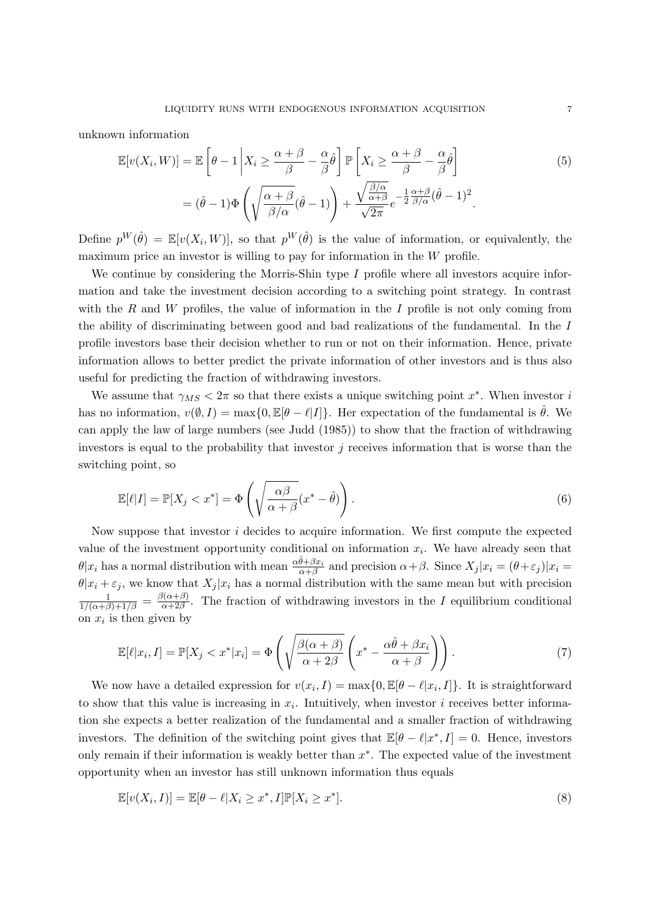unknown information

$$
\begin{aligned}
\mathbb{E}[v(X_i, W)] &= \mathbb{E}\left[\theta - 1 \,\middle|\, X_i \geq \frac{\alpha+\beta}{\beta} - \frac{\alpha}{\beta}\hat{\theta}\right] \mathbb{P}\left[X_i \geq \frac{\alpha+\beta}{\beta} - \frac{\alpha}{\beta}\hat{\theta}\right] \\
&= (\hat{\theta} - 1)\Phi\left(\sqrt{\frac{\alpha+\beta}{\beta/\alpha}}(\hat{\theta}-1)\right) + \frac{\sqrt{\frac{\beta/\alpha}{\alpha+\beta}}}{\sqrt{2\pi}} e^{-\frac{1}{2}\frac{\alpha+\beta}{\beta/\alpha}(\hat{\theta}-1)^2}.
\end{aligned}
\tag{5}
$$

Define $p^W(\hat{\theta}) = \mathbb{E}[v(X_i, W)]$, so that $p^W(\hat{\theta})$ is the value of information, or equivalently, the maximum price an investor is willing to pay for information in the $W$ profile.

We continue by considering the Morris-Shin type $I$ profile where all investors acquire information and take the investment decision according to a switching point strategy. In contrast with the $R$ and $W$ profiles, the value of information in the $I$ profile is not only coming from the ability of discriminating between good and bad realizations of the fundamental. In the $I$ profile investors base their decision whether to run or not on their information. Hence, private information allows to better predict the private information of other investors and is thus also useful for predicting the fraction of withdrawing investors.

We assume that $\gamma_{MS} < 2\pi$ so that there exists a unique switching point $x^*$. When investor $i$ has no information, $v(\emptyset, I) = \max\{0, \mathbb{E}[\theta - \ell|I]\}$. Her expectation of the fundamental is $\hat{\theta}$. We can apply the law of large numbers (see Judd (1985)) to show that the fraction of withdrawing investors is equal to the probability that investor $j$ receives information that is worse than the switching point, so

$$
\mathbb{E}[\ell|I] = \mathbb{P}[X_j < x^*] = \Phi\left(\sqrt{\frac{\alpha\beta}{\alpha+\beta}}(x^* - \hat{\theta})\right). \tag{6}
$$

Now suppose that investor $i$ decides to acquire information. We first compute the expected value of the investment opportunity conditional on information $x_i$. We have already seen that $\theta|x_i$ has a normal distribution with mean $\frac{\alpha\hat{\theta}+\beta x_i}{\alpha+\beta}$ and precision $\alpha+\beta$. Since $X_j|x_i = (\theta+\varepsilon_j)|x_i = \theta|x_i + \varepsilon_j$, we know that $X_j|x_i$ has a normal distribution with the same mean but with precision $\frac{1}{1/(\alpha+\beta)+1/\beta} = \frac{\beta(\alpha+\beta)}{\alpha+2\beta}$. The fraction of withdrawing investors in the $I$ equilibrium conditional on $x_i$ is then given by

$$
\mathbb{E}[\ell|x_i, I] = \mathbb{P}[X_j < x^*|x_i] = \Phi\left(\sqrt{\frac{\beta(\alpha+\beta)}{\alpha+2\beta}}\left(x^* - \frac{\alpha\hat{\theta}+\beta x_i}{\alpha+\beta}\right)\right). \tag{7}
$$

We now have a detailed expression for $v(x_i, I) = \max\{0, \mathbb{E}[\theta - \ell|x_i, I]\}$. It is straightforward to show that this value is increasing in $x_i$. Intuitively, when investor $i$ receives better information she expects a better realization of the fundamental and a smaller fraction of withdrawing investors. The definition of the switching point gives that $\mathbb{E}[\theta - \ell|x^*, I] = 0$. Hence, investors only remain if their information is weakly better than $x^*$. The expected value of the investment opportunity when an investor has still unknown information thus equals

$$
\mathbb{E}[v(X_i, I)] = \mathbb{E}[\theta - \ell|X_i \geq x^*, I]\mathbb{P}[X_i \geq x^*]. \tag{8}
$$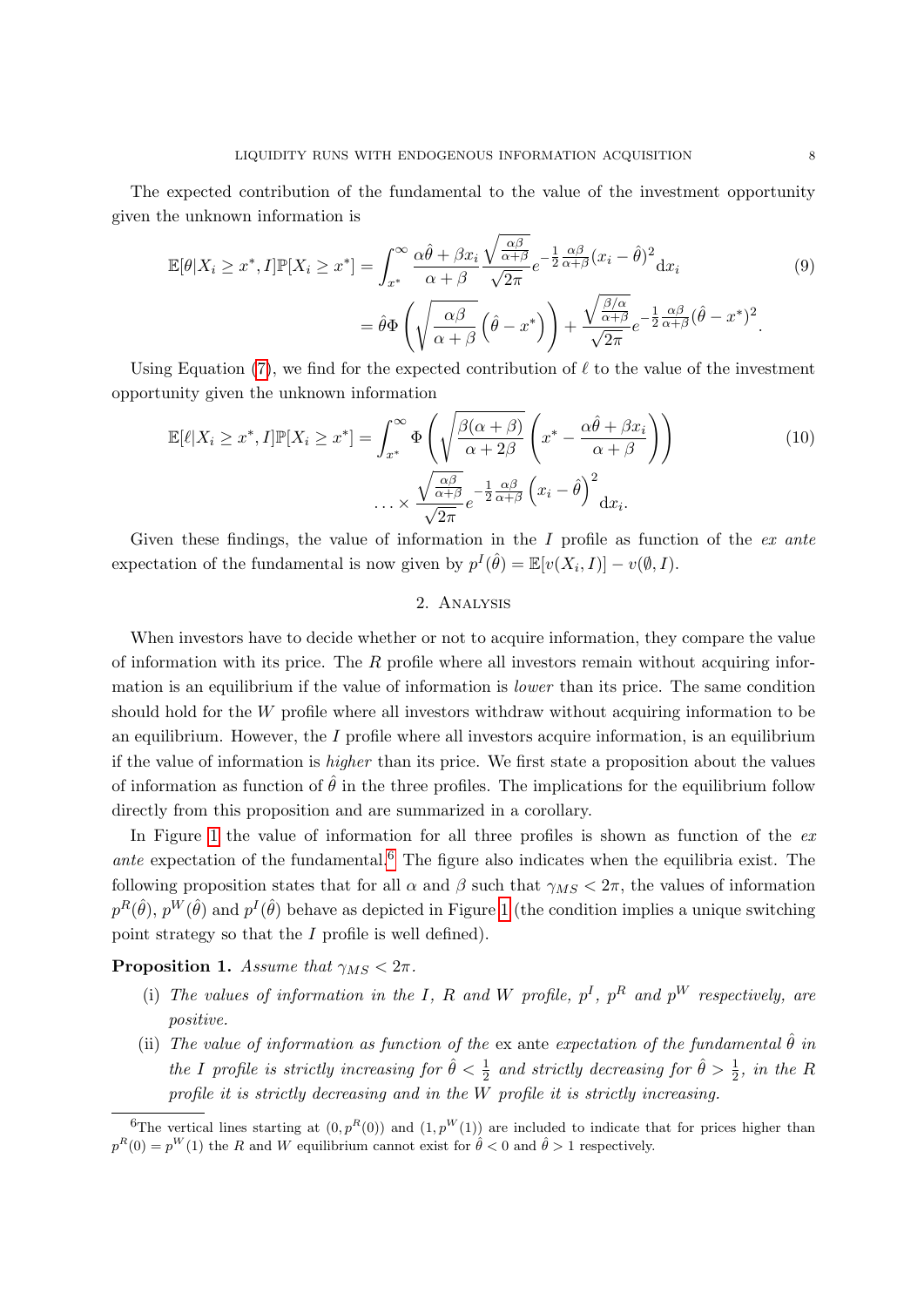The expected contribution of the fundamental to the value of the investment opportunity given the unknown information is

$$
\begin{aligned}
\mathbb{E}[\theta | X_i \geq x^*, I]\mathbb{P}[X_i \geq x^*] &= \int_{x^*}^{\infty} \frac{\alpha\hat{\theta} + \beta x_i}{\alpha + \beta} \frac{\sqrt{\frac{\alpha\beta}{\alpha+\beta}}}{\sqrt{2\pi}} e^{-\frac{1}{2}\frac{\alpha\beta}{\alpha+\beta}(x_i - \hat{\theta})^2} \mathrm{d}x_i \\
&= \hat{\theta}\Phi\left(\sqrt{\frac{\alpha\beta}{\alpha+\beta}}\left(\hat{\theta} - x^*\right)\right) + \frac{\sqrt{\frac{\beta/\alpha}{\alpha+\beta}}}{\sqrt{2\pi}} e^{-\frac{1}{2}\frac{\alpha\beta}{\alpha+\beta}(\hat{\theta} - x^*)^2}.
\end{aligned} \tag{9}
$$

Using Equation (7), we find for the expected contribution of $\ell$ to the value of the investment opportunity given the unknown information

$$
\begin{aligned}
\mathbb{E}[\ell | X_i \geq x^*, I]\mathbb{P}[X_i \geq x^*] = \int_{x^*}^{\infty} &\Phi\left(\sqrt{\frac{\beta(\alpha+\beta)}{\alpha+2\beta}}\left(x^* - \frac{\alpha\hat{\theta} + \beta x_i}{\alpha+\beta}\right)\right) \\
&\ldots \times \frac{\sqrt{\frac{\alpha\beta}{\alpha+\beta}}}{\sqrt{2\pi}} e^{-\frac{1}{2}\frac{\alpha\beta}{\alpha+\beta}\left(x_i - \hat{\theta}\right)^2} \mathrm{d}x_i.
\end{aligned} \tag{10}
$$

Given these findings, the value of information in the $I$ profile as function of the *ex ante* expectation of the fundamental is now given by $p^I(\hat{\theta}) = \mathbb{E}[v(X_i, I)] - v(\emptyset, I)$.

## 2. Analysis

When investors have to decide whether or not to acquire information, they compare the value of information with its price. The $R$ profile where all investors remain without acquiring information is an equilibrium if the value of information is *lower* than its price. The same condition should hold for the $W$ profile where all investors withdraw without acquiring information to be an equilibrium. However, the $I$ profile where all investors acquire information, is an equilibrium if the value of information is *higher* than its price. We first state a proposition about the values of information as function of $\hat{\theta}$ in the three profiles. The implications for the equilibrium follow directly from this proposition and are summarized in a corollary.

In Figure 1 the value of information for all three profiles is shown as function of the *ex ante* expectation of the fundamental.[6] The figure also indicates when the equilibria exist. The following proposition states that for all $\alpha$ and $\beta$ such that $\gamma_{MS} < 2\pi$, the values of information $p^R(\hat{\theta})$, $p^W(\hat{\theta})$ and $p^I(\hat{\theta})$ behave as depicted in Figure 1 (the condition implies a unique switching point strategy so that the $I$ profile is well defined).

**Proposition 1.** *Assume that $\gamma_{MS} < 2\pi$.*

(i) *The values of information in the $I$, $R$ and $W$ profile, $p^I$, $p^R$ and $p^W$ respectively, are positive.*

(ii) *The value of information as function of the* ex ante *expectation of the fundamental $\hat{\theta}$ in the $I$ profile is strictly increasing for $\hat{\theta} < \frac{1}{2}$ and strictly decreasing for $\hat{\theta} > \frac{1}{2}$, in the $R$ profile it is strictly decreasing and in the $W$ profile it is strictly increasing.*

[6] The vertical lines starting at $(0, p^R(0))$ and $(1, p^W(1))$ are included to indicate that for prices higher than $p^R(0) = p^W(1)$ the $R$ and $W$ equilibrium cannot exist for $\hat{\theta} < 0$ and $\hat{\theta} > 1$ respectively.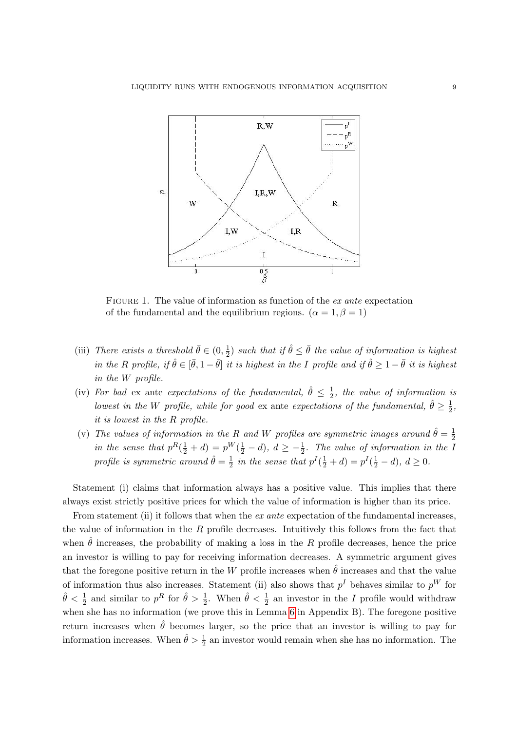FIGURE 1. The value of information as function of the *ex ante* expectation of the fundamental and the equilibrium regions. ($\alpha = 1, \beta = 1$)

(iii) *There exists a threshold $\bar{\theta} \in (0, \frac{1}{2})$ such that if $\hat{\theta} \leq \bar{\theta}$ the value of information is highest in the R profile, if $\hat{\theta} \in [\bar{\theta}, 1-\bar{\theta}]$ it is highest in the I profile and if $\hat{\theta} \geq 1-\bar{\theta}$ it is highest in the W profile.*

(iv) *For bad* ex ante *expectations of the fundamental, $\hat{\theta} \leq \frac{1}{2}$, the value of information is lowest in the W profile, while for good* ex ante *expectations of the fundamental, $\hat{\theta} \geq \frac{1}{2}$, it is lowest in the R profile.*

(v) *The values of information in the R and W profiles are symmetric images around $\hat{\theta} = \frac{1}{2}$ in the sense that $p^R(\frac{1}{2}+d) = p^W(\frac{1}{2}-d)$, $d \geq -\frac{1}{2}$. The value of information in the I profile is symmetric around $\hat{\theta} = \frac{1}{2}$ in the sense that $p^I(\frac{1}{2}+d) = p^I(\frac{1}{2}-d)$, $d \geq 0$.*

Statement (i) claims that information always has a positive value. This implies that there always exist strictly positive prices for which the value of information is higher than its price.

From statement (ii) it follows that when the *ex ante* expectation of the fundamental increases, the value of information in the $R$ profile decreases. Intuitively this follows from the fact that when $\hat{\theta}$ increases, the probability of making a loss in the $R$ profile decreases, hence the price an investor is willing to pay for receiving information decreases. A symmetric argument gives that the foregone positive return in the $W$ profile increases when $\hat{\theta}$ increases and that the value of information thus also increases. Statement (ii) also shows that $p^I$ behaves similar to $p^W$ for $\hat{\theta} < \frac{1}{2}$ and similar to $p^R$ for $\hat{\theta} > \frac{1}{2}$. When $\hat{\theta} < \frac{1}{2}$ an investor in the $I$ profile would withdraw when she has no information (we prove this in Lemma 6 in Appendix B). The foregone positive return increases when $\hat{\theta}$ becomes larger, so the price that an investor is willing to pay for information increases. When $\hat{\theta} > \frac{1}{2}$ an investor would remain when she has no information. The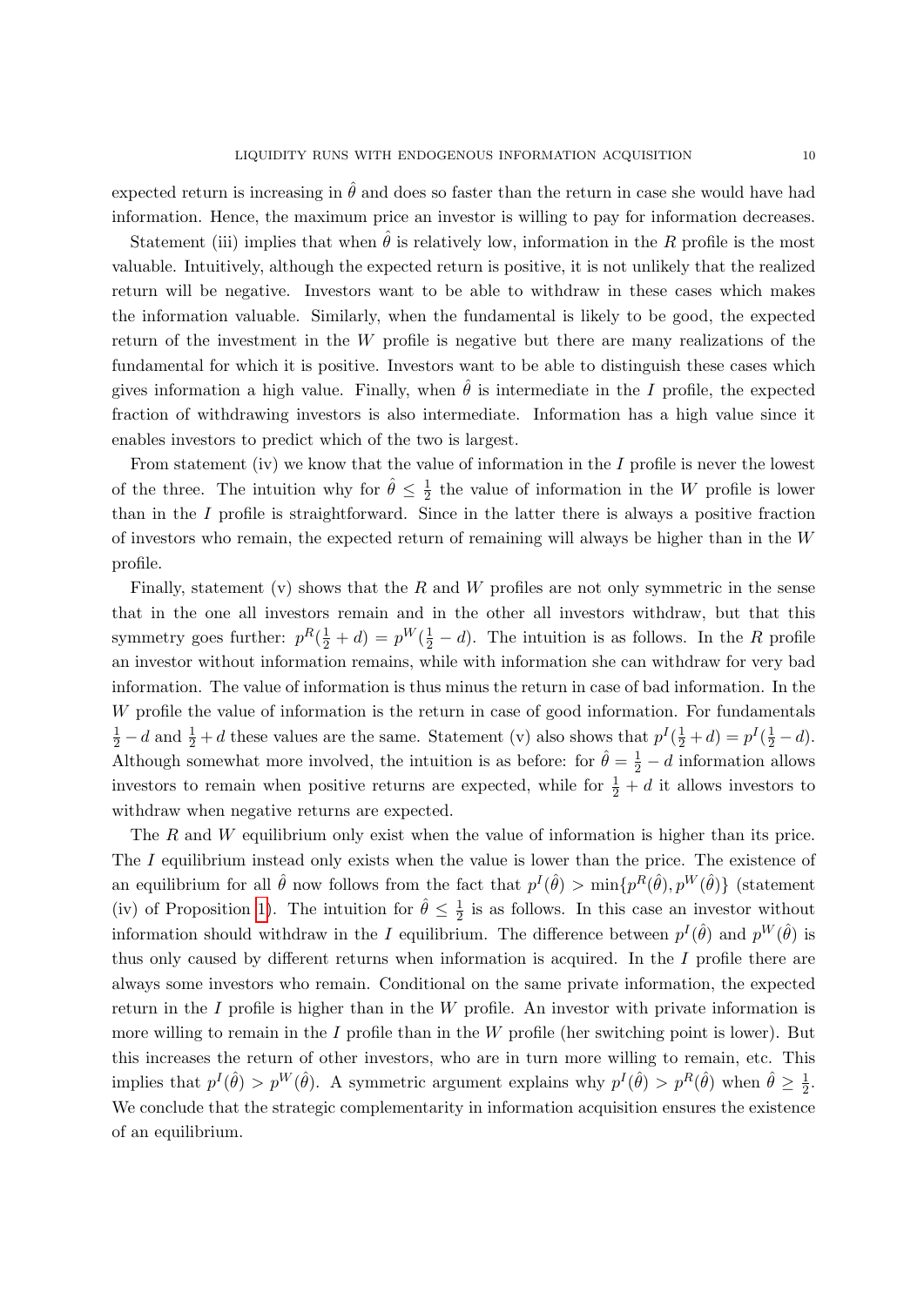expected return is increasing in $\hat{\theta}$ and does so faster than the return in case she would have had information. Hence, the maximum price an investor is willing to pay for information decreases.

Statement (iii) implies that when $\hat{\theta}$ is relatively low, information in the $R$ profile is the most valuable. Intuitively, although the expected return is positive, it is not unlikely that the realized return will be negative. Investors want to be able to withdraw in these cases which makes the information valuable. Similarly, when the fundamental is likely to be good, the expected return of the investment in the $W$ profile is negative but there are many realizations of the fundamental for which it is positive. Investors want to be able to distinguish these cases which gives information a high value. Finally, when $\hat{\theta}$ is intermediate in the $I$ profile, the expected fraction of withdrawing investors is also intermediate. Information has a high value since it enables investors to predict which of the two is largest.

From statement (iv) we know that the value of information in the $I$ profile is never the lowest of the three. The intuition why for $\hat{\theta} \leq \frac{1}{2}$ the value of information in the $W$ profile is lower than in the $I$ profile is straightforward. Since in the latter there is always a positive fraction of investors who remain, the expected return of remaining will always be higher than in the $W$ profile.

Finally, statement (v) shows that the $R$ and $W$ profiles are not only symmetric in the sense that in the one all investors remain and in the other all investors withdraw, but that this symmetry goes further: $p^R(\frac{1}{2} + d) = p^W(\frac{1}{2} - d)$. The intuition is as follows. In the $R$ profile an investor without information remains, while with information she can withdraw for very bad information. The value of information is thus minus the return in case of bad information. In the $W$ profile the value of information is the return in case of good information. For fundamentals $\frac{1}{2} - d$ and $\frac{1}{2} + d$ these values are the same. Statement (v) also shows that $p^I(\frac{1}{2} + d) = p^I(\frac{1}{2} - d)$. Although somewhat more involved, the intuition is as before: for $\hat{\theta} = \frac{1}{2} - d$ information allows investors to remain when positive returns are expected, while for $\frac{1}{2} + d$ it allows investors to withdraw when negative returns are expected.

The $R$ and $W$ equilibrium only exist when the value of information is higher than its price. The $I$ equilibrium instead only exists when the value is lower than the price. The existence of an equilibrium for all $\hat{\theta}$ now follows from the fact that $p^I(\hat{\theta}) > \min\{p^R(\hat{\theta}), p^W(\hat{\theta})\}$ (statement (iv) of Proposition 1). The intuition for $\hat{\theta} \leq \frac{1}{2}$ is as follows. In this case an investor without information should withdraw in the $I$ equilibrium. The difference between $p^I(\hat{\theta})$ and $p^W(\hat{\theta})$ is thus only caused by different returns when information is acquired. In the $I$ profile there are always some investors who remain. Conditional on the same private information, the expected return in the $I$ profile is higher than in the $W$ profile. An investor with private information is more willing to remain in the $I$ profile than in the $W$ profile (her switching point is lower). But this increases the return of other investors, who are in turn more willing to remain, etc. This implies that $p^I(\hat{\theta}) > p^W(\hat{\theta})$. A symmetric argument explains why $p^I(\hat{\theta}) > p^R(\hat{\theta})$ when $\hat{\theta} \geq \frac{1}{2}$. We conclude that the strategic complementarity in information acquisition ensures the existence of an equilibrium.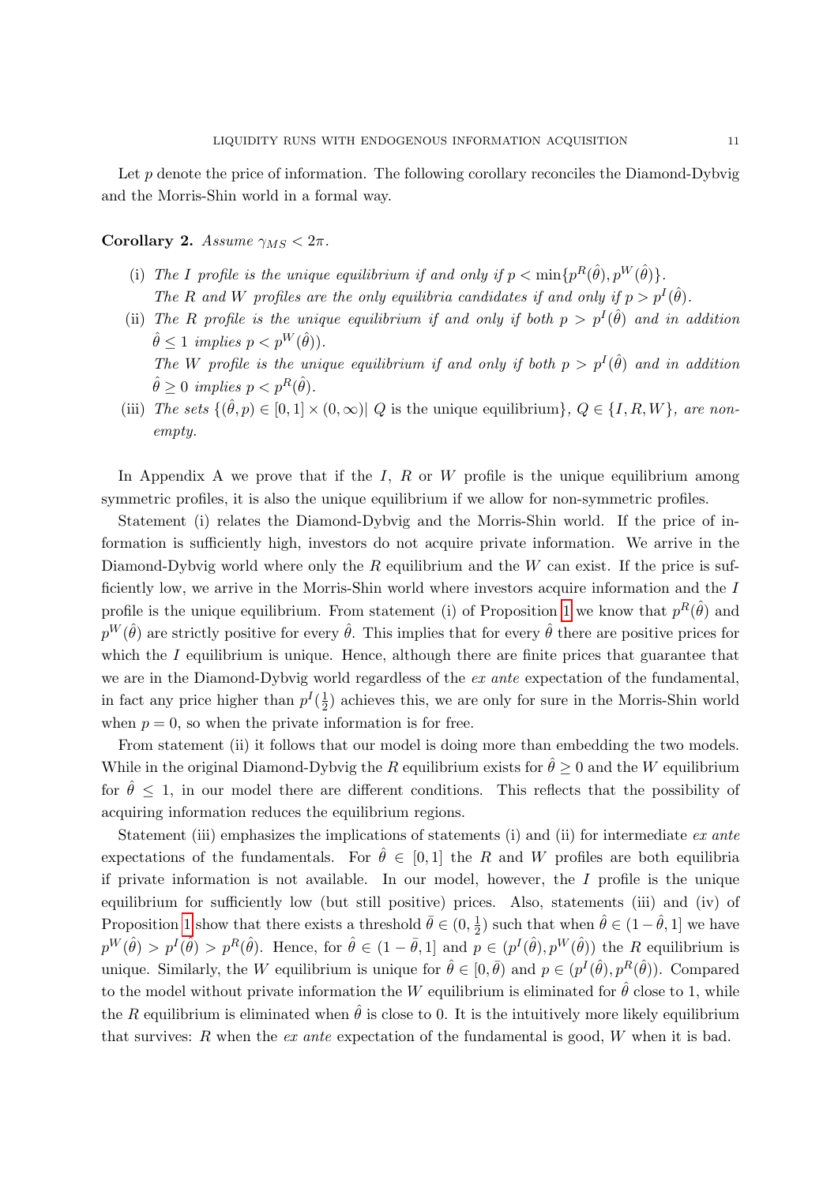Let $p$ denote the price of information. The following corollary reconciles the Diamond-Dybvig and the Morris-Shin world in a formal way.

**Corollary 2.** *Assume $\gamma_{MS} < 2\pi$.*

(i) *The $I$ profile is the unique equilibrium if and only if $p < \min\{p^R(\hat{\theta}), p^W(\hat{\theta})\}$. The $R$ and $W$ profiles are the only equilibria candidates if and only if $p > p^I(\hat{\theta})$.*

(ii) *The $R$ profile is the unique equilibrium if and only if both $p > p^I(\hat{\theta})$ and in addition $\hat{\theta} \leq 1$ implies $p < p^W(\hat{\theta})$). The $W$ profile is the unique equilibrium if and only if both $p > p^I(\hat{\theta})$ and in addition $\hat{\theta} \geq 0$ implies $p < p^R(\hat{\theta})$.*

(iii) *The sets $\{(\hat{\theta}, p) \in [0, 1] \times (0, \infty) |$ $Q$ is the unique equilibrium$\}$, $Q \in \{I, R, W\}$, are non-empty.*

In Appendix A we prove that if the $I$, $R$ or $W$ profile is the unique equilibrium among symmetric profiles, it is also the unique equilibrium if we allow for non-symmetric profiles.

Statement (i) relates the Diamond-Dybvig and the Morris-Shin world. If the price of information is sufficiently high, investors do not acquire private information. We arrive in the Diamond-Dybvig world where only the $R$ equilibrium and the $W$ can exist. If the price is sufficiently low, we arrive in the Morris-Shin world where investors acquire information and the $I$ profile is the unique equilibrium. From statement (i) of Proposition 1 we know that $p^R(\hat{\theta})$ and $p^W(\hat{\theta})$ are strictly positive for every $\hat{\theta}$. This implies that for every $\hat{\theta}$ there are positive prices for which the $I$ equilibrium is unique. Hence, although there are finite prices that guarantee that we are in the Diamond-Dybvig world regardless of the *ex ante* expectation of the fundamental, in fact any price higher than $p^I(\frac{1}{2})$ achieves this, we are only for sure in the Morris-Shin world when $p = 0$, so when the private information is for free.

From statement (ii) it follows that our model is doing more than embedding the two models. While in the original Diamond-Dybvig the $R$ equilibrium exists for $\hat{\theta} \geq 0$ and the $W$ equilibrium for $\hat{\theta} \leq 1$, in our model there are different conditions. This reflects that the possibility of acquiring information reduces the equilibrium regions.

Statement (iii) emphasizes the implications of statements (i) and (ii) for intermediate *ex ante* expectations of the fundamentals. For $\hat{\theta} \in [0, 1]$ the $R$ and $W$ profiles are both equilibria if private information is not available. In our model, however, the $I$ profile is the unique equilibrium for sufficiently low (but still positive) prices. Also, statements (iii) and (iv) of Proposition 1 show that there exists a threshold $\bar{\theta} \in (0, \frac{1}{2})$ such that when $\hat{\theta} \in (1 - \hat{\theta}, 1]$ we have $p^W(\hat{\theta}) > p^I(\hat{\theta}) > p^R(\hat{\theta})$. Hence, for $\hat{\theta} \in (1 - \bar{\theta}, 1]$ and $p \in (p^I(\hat{\theta}), p^W(\hat{\theta}))$ the $R$ equilibrium is unique. Similarly, the $W$ equilibrium is unique for $\hat{\theta} \in [0, \bar{\theta})$ and $p \in (p^I(\hat{\theta}), p^R(\hat{\theta}))$. Compared to the model without private information the $W$ equilibrium is eliminated for $\hat{\theta}$ close to 1, while the $R$ equilibrium is eliminated when $\hat{\theta}$ is close to 0. It is the intuitively more likely equilibrium that survives: $R$ when the *ex ante* expectation of the fundamental is good, $W$ when it is bad.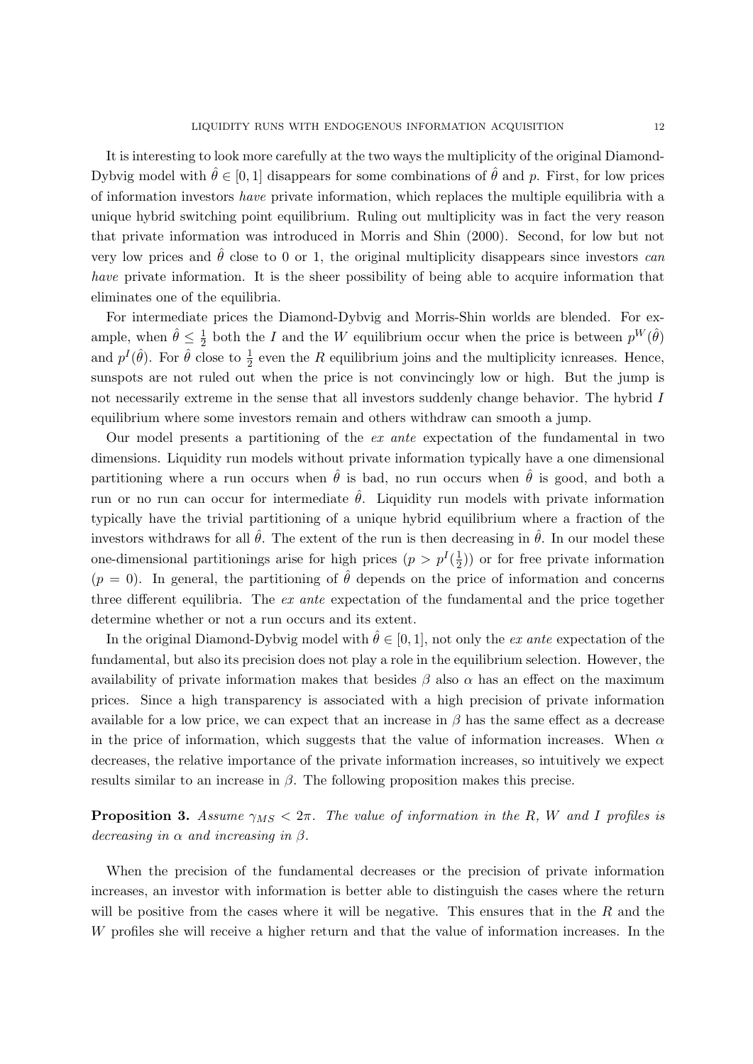It is interesting to look more carefully at the two ways the multiplicity of the original Diamond-Dybvig model with $\hat{\theta} \in [0,1]$ disappears for some combinations of $\hat{\theta}$ and $p$. First, for low prices of information investors *have* private information, which replaces the multiple equilibria with a unique hybrid switching point equilibrium. Ruling out multiplicity was in fact the very reason that private information was introduced in Morris and Shin (2000). Second, for low but not very low prices and $\hat{\theta}$ close to 0 or 1, the original multiplicity disappears since investors *can have* private information. It is the sheer possibility of being able to acquire information that eliminates one of the equilibria.

For intermediate prices the Diamond-Dybvig and Morris-Shin worlds are blended. For example, when $\hat{\theta} \leq \frac{1}{2}$ both the $I$ and the $W$ equilibrium occur when the price is between $p^W(\hat{\theta})$ and $p^I(\hat{\theta})$. For $\hat{\theta}$ close to $\frac{1}{2}$ even the $R$ equilibrium joins and the multiplicity icnreases. Hence, sunspots are not ruled out when the price is not convincingly low or high. But the jump is not necessarily extreme in the sense that all investors suddenly change behavior. The hybrid $I$ equilibrium where some investors remain and others withdraw can smooth a jump.

Our model presents a partitioning of the *ex ante* expectation of the fundamental in two dimensions. Liquidity run models without private information typically have a one dimensional partitioning where a run occurs when $\hat{\theta}$ is bad, no run occurs when $\hat{\theta}$ is good, and both a run or no run can occur for intermediate $\hat{\theta}$. Liquidity run models with private information typically have the trivial partitioning of a unique hybrid equilibrium where a fraction of the investors withdraws for all $\hat{\theta}$. The extent of the run is then decreasing in $\hat{\theta}$. In our model these one-dimensional partitionings arise for high prices ($p > p^I(\frac{1}{2})$) or for free private information ($p = 0$). In general, the partitioning of $\hat{\theta}$ depends on the price of information and concerns three different equilibria. The *ex ante* expectation of the fundamental and the price together determine whether or not a run occurs and its extent.

In the original Diamond-Dybvig model with $\hat{\theta} \in [0,1]$, not only the *ex ante* expectation of the fundamental, but also its precision does not play a role in the equilibrium selection. However, the availability of private information makes that besides $\beta$ also $\alpha$ has an effect on the maximum prices. Since a high transparency is associated with a high precision of private information available for a low price, we can expect that an increase in $\beta$ has the same effect as a decrease in the price of information, which suggests that the value of information increases. When $\alpha$ decreases, the relative importance of the private information increases, so intuitively we expect results similar to an increase in $\beta$. The following proposition makes this precise.

**Proposition 3.** *Assume $\gamma_{MS} < 2\pi$. The value of information in the R, W and I profiles is decreasing in $\alpha$ and increasing in $\beta$.*

When the precision of the fundamental decreases or the precision of private information increases, an investor with information is better able to distinguish the cases where the return will be positive from the cases where it will be negative. This ensures that in the $R$ and the $W$ profiles she will receive a higher return and that the value of information increases. In the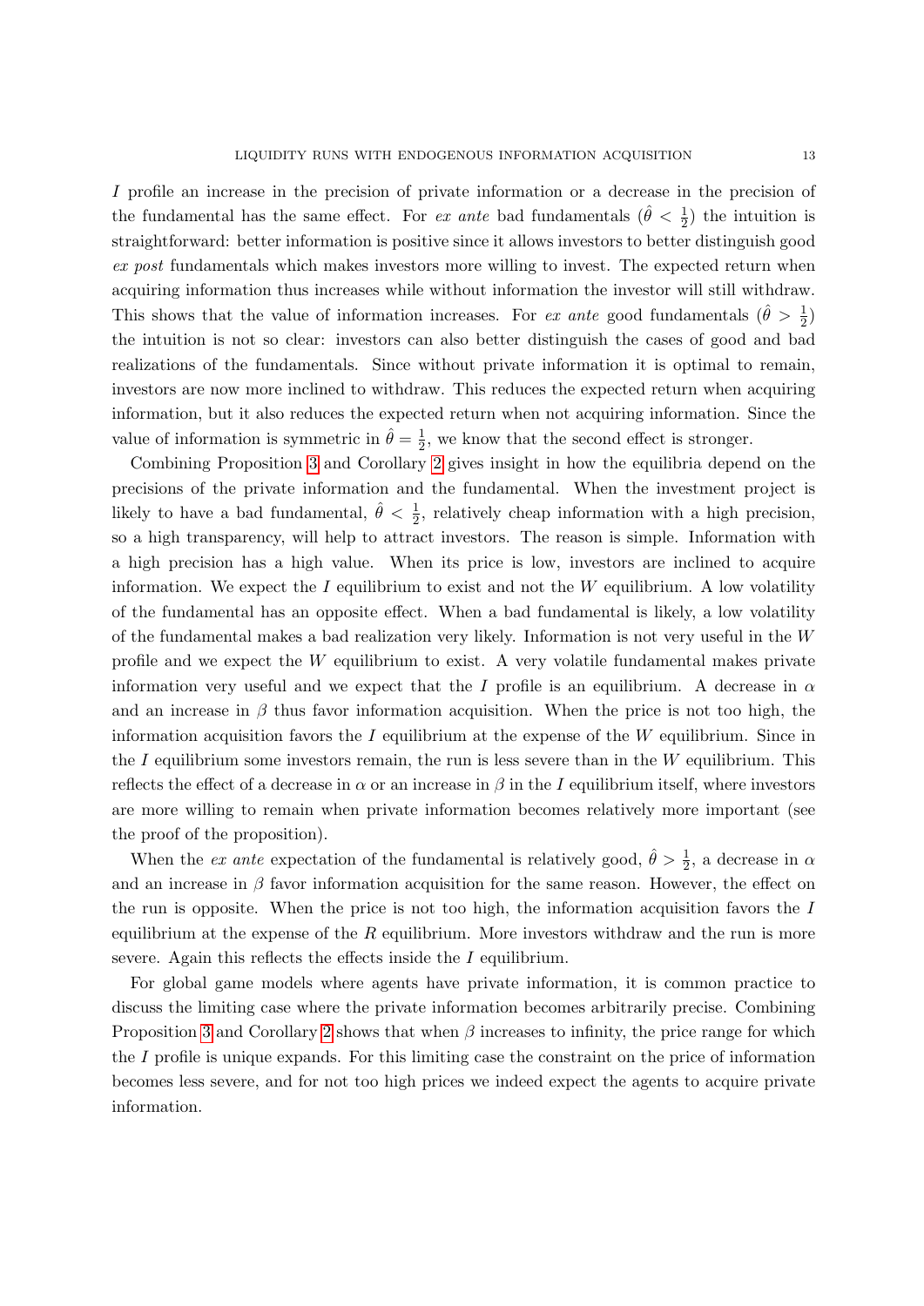*I* profile an increase in the precision of private information or a decrease in the precision of the fundamental has the same effect. For *ex ante* bad fundamentals ($\hat{\theta} < \frac{1}{2}$) the intuition is straightforward: better information is positive since it allows investors to better distinguish good *ex post* fundamentals which makes investors more willing to invest. The expected return when acquiring information thus increases while without information the investor will still withdraw. This shows that the value of information increases. For *ex ante* good fundamentals ($\hat{\theta} > \frac{1}{2}$) the intuition is not so clear: investors can also better distinguish the cases of good and bad realizations of the fundamentals. Since without private information it is optimal to remain, investors are now more inclined to withdraw. This reduces the expected return when acquiring information, but it also reduces the expected return when not acquiring information. Since the value of information is symmetric in $\hat{\theta} = \frac{1}{2}$, we know that the second effect is stronger.

Combining Proposition 3 and Corollary 2 gives insight in how the equilibria depend on the precisions of the private information and the fundamental. When the investment project is likely to have a bad fundamental, $\hat{\theta} < \frac{1}{2}$, relatively cheap information with a high precision, so a high transparency, will help to attract investors. The reason is simple. Information with a high precision has a high value. When its price is low, investors are inclined to acquire information. We expect the $I$ equilibrium to exist and not the $W$ equilibrium. A low volatility of the fundamental has an opposite effect. When a bad fundamental is likely, a low volatility of the fundamental makes a bad realization very likely. Information is not very useful in the $W$ profile and we expect the $W$ equilibrium to exist. A very volatile fundamental makes private information very useful and we expect that the $I$ profile is an equilibrium. A decrease in $\alpha$ and an increase in $\beta$ thus favor information acquisition. When the price is not too high, the information acquisition favors the $I$ equilibrium at the expense of the $W$ equilibrium. Since in the $I$ equilibrium some investors remain, the run is less severe than in the $W$ equilibrium. This reflects the effect of a decrease in $\alpha$ or an increase in $\beta$ in the $I$ equilibrium itself, where investors are more willing to remain when private information becomes relatively more important (see the proof of the proposition).

When the *ex ante* expectation of the fundamental is relatively good, $\hat{\theta} > \frac{1}{2}$, a decrease in $\alpha$ and an increase in $\beta$ favor information acquisition for the same reason. However, the effect on the run is opposite. When the price is not too high, the information acquisition favors the $I$ equilibrium at the expense of the $R$ equilibrium. More investors withdraw and the run is more severe. Again this reflects the effects inside the $I$ equilibrium.

For global game models where agents have private information, it is common practice to discuss the limiting case where the private information becomes arbitrarily precise. Combining Proposition 3 and Corollary 2 shows that when $\beta$ increases to infinity, the price range for which the $I$ profile is unique expands. For this limiting case the constraint on the price of information becomes less severe, and for not too high prices we indeed expect the agents to acquire private information.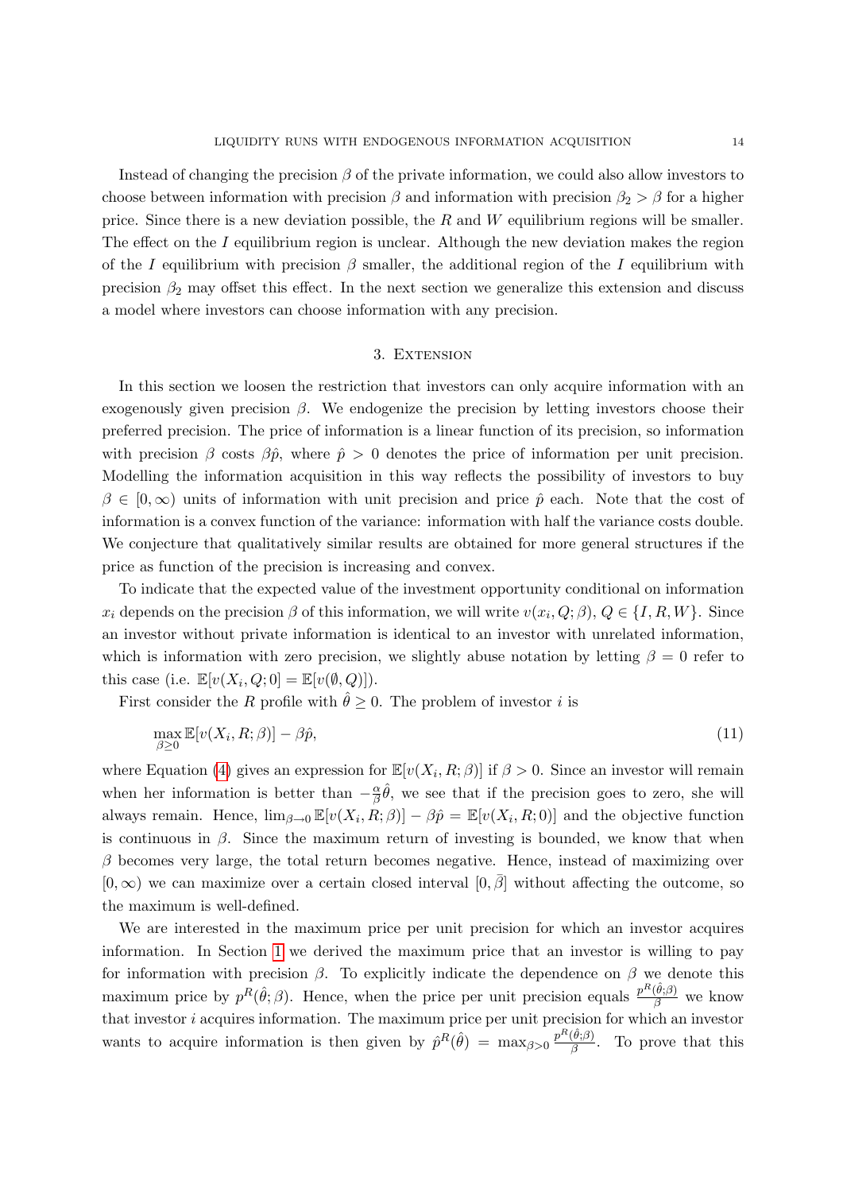Instead of changing the precision $\beta$ of the private information, we could also allow investors to choose between information with precision $\beta$ and information with precision $\beta_2 > \beta$ for a higher price. Since there is a new deviation possible, the $R$ and $W$ equilibrium regions will be smaller. The effect on the $I$ equilibrium region is unclear. Although the new deviation makes the region of the $I$ equilibrium with precision $\beta$ smaller, the additional region of the $I$ equilibrium with precision $\beta_2$ may offset this effect. In the next section we generalize this extension and discuss a model where investors can choose information with any precision.

## 3. Extension

In this section we loosen the restriction that investors can only acquire information with an exogenously given precision $\beta$. We endogenize the precision by letting investors choose their preferred precision. The price of information is a linear function of its precision, so information with precision $\beta$ costs $\beta\hat{p}$, where $\hat{p} > 0$ denotes the price of information per unit precision. Modelling the information acquisition in this way reflects the possibility of investors to buy $\beta \in [0, \infty)$ units of information with unit precision and price $\hat{p}$ each. Note that the cost of information is a convex function of the variance: information with half the variance costs double. We conjecture that qualitatively similar results are obtained for more general structures if the price as function of the precision is increasing and convex.

To indicate that the expected value of the investment opportunity conditional on information $x_i$ depends on the precision $\beta$ of this information, we will write $v(x_i, Q; \beta)$, $Q \in \{I, R, W\}$. Since an investor without private information is identical to an investor with unrelated information, which is information with zero precision, we slightly abuse notation by letting $\beta = 0$ refer to this case (i.e. $\mathbb{E}[v(X_i, Q; 0] = \mathbb{E}[v(\emptyset, Q)])$.

First consider the $R$ profile with $\hat{\theta} \geq 0$. The problem of investor $i$ is

$$\max_{\beta \geq 0} \mathbb{E}[v(X_i, R; \beta)] - \beta\hat{p}, \tag{11}$$

where Equation (4) gives an expression for $\mathbb{E}[v(X_i, R; \beta)]$ if $\beta > 0$. Since an investor will remain when her information is better than $-\frac{\alpha}{\beta}\hat{\theta}$, we see that if the precision goes to zero, she will always remain. Hence, $\lim_{\beta \to 0} \mathbb{E}[v(X_i, R; \beta)] - \beta\hat{p} = \mathbb{E}[v(X_i, R; 0)]$ and the objective function is continuous in $\beta$. Since the maximum return of investing is bounded, we know that when $\beta$ becomes very large, the total return becomes negative. Hence, instead of maximizing over $[0, \infty)$ we can maximize over a certain closed interval $[0, \bar{\beta}]$ without affecting the outcome, so the maximum is well-defined.

We are interested in the maximum price per unit precision for which an investor acquires information. In Section 1 we derived the maximum price that an investor is willing to pay for information with precision $\beta$. To explicitly indicate the dependence on $\beta$ we denote this maximum price by $p^R(\hat{\theta}; \beta)$. Hence, when the price per unit precision equals $\frac{p^R(\hat{\theta};\beta)}{\beta}$ we know that investor $i$ acquires information. The maximum price per unit precision for which an investor wants to acquire information is then given by $\hat{p}^R(\hat{\theta}) = \max_{\beta > 0} \frac{p^R(\hat{\theta};\beta)}{\beta}$. To prove that this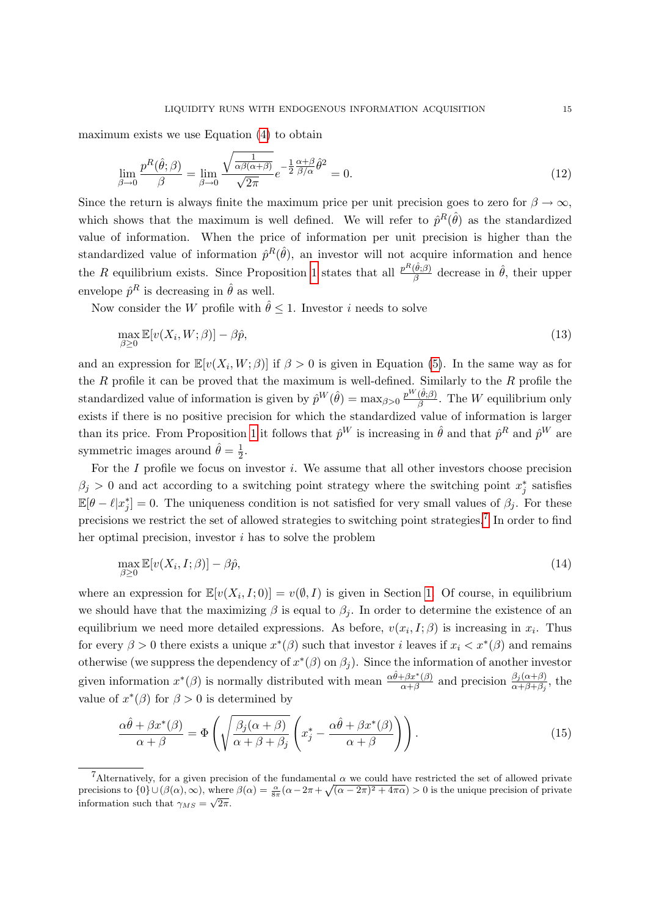maximum exists we use Equation (4) to obtain

$$\lim_{\beta \to 0} \frac{p^R(\hat{\theta};\beta)}{\beta} = \lim_{\beta \to 0} \frac{\sqrt{\frac{1}{\alpha\beta(\alpha+\beta)}}}{\sqrt{2\pi}} e^{-\frac{1}{2}\frac{\alpha+\beta}{\beta/\alpha}\hat{\theta}^2} = 0. \tag{12}$$

Since the return is always finite the maximum price per unit precision goes to zero for $\beta \to \infty$, which shows that the maximum is well defined. We will refer to $\hat{p}^R(\hat{\theta})$ as the standardized value of information. When the price of information per unit precision is higher than the standardized value of information $\hat{p}^R(\hat{\theta})$, an investor will not acquire information and hence the $R$ equilibrium exists. Since Proposition 1 states that all $\frac{p^R(\hat{\theta};\beta)}{\beta}$ decrease in $\hat{\theta}$, their upper envelope $\hat{p}^R$ is decreasing in $\hat{\theta}$ as well.

Now consider the $W$ profile with $\hat{\theta} \leq 1$. Investor $i$ needs to solve

$$\max_{\beta \geq 0} \mathbb{E}[v(X_i, W; \beta)] - \beta\hat{p}, \tag{13}$$

and an expression for $\mathbb{E}[v(X_i, W; \beta)]$ if $\beta > 0$ is given in Equation (5). In the same way as for the $R$ profile it can be proved that the maximum is well-defined. Similarly to the $R$ profile the standardized value of information is given by $\hat{p}^W(\hat{\theta}) = \max_{\beta>0} \frac{p^W(\hat{\theta};\beta)}{\beta}$. The $W$ equilibrium only exists if there is no positive precision for which the standardized value of information is larger than its price. From Proposition 1 it follows that $\hat{p}^W$ is increasing in $\hat{\theta}$ and that $\hat{p}^R$ and $\hat{p}^W$ are symmetric images around $\hat{\theta} = \frac{1}{2}$.

For the $I$ profile we focus on investor $i$. We assume that all other investors choose precision $\beta_j > 0$ and act according to a switching point strategy where the switching point $x_j^*$ satisfies $\mathbb{E}[\theta - \ell | x_j^*] = 0$. The uniqueness condition is not satisfied for very small values of $\beta_j$. For these precisions we restrict the set of allowed strategies to switching point strategies.[7] In order to find her optimal precision, investor $i$ has to solve the problem

$$\max_{\beta \geq 0} \mathbb{E}[v(X_i, I; \beta)] - \beta\hat{p}, \tag{14}$$

where an expression for $\mathbb{E}[v(X_i, I; 0)] = v(\emptyset, I)$ is given in Section 1. Of course, in equilibrium we should have that the maximizing $\beta$ is equal to $\beta_j$. In order to determine the existence of an equilibrium we need more detailed expressions. As before, $v(x_i, I; \beta)$ is increasing in $x_i$. Thus for every $\beta > 0$ there exists a unique $x^*(\beta)$ such that investor $i$ leaves if $x_i < x^*(\beta)$ and remains otherwise (we suppress the dependency of $x^*(\beta)$ on $\beta_j$). Since the information of another investor given information $x^*(\beta)$ is normally distributed with mean $\frac{\alpha\hat{\theta}+\beta x^*(\beta)}{\alpha+\beta}$ and precision $\frac{\beta_j(\alpha+\beta)}{\alpha+\beta+\beta_j}$, the value of $x^*(\beta)$ for $\beta > 0$ is determined by

$$\frac{\alpha\hat{\theta}+\beta x^*(\beta)}{\alpha+\beta} = \Phi\left(\sqrt{\frac{\beta_j(\alpha+\beta)}{\alpha+\beta+\beta_j}}\left(x_j^* - \frac{\alpha\hat{\theta}+\beta x^*(\beta)}{\alpha+\beta}\right)\right). \tag{15}$$

[7] Alternatively, for a given precision of the fundamental $\alpha$ we could have restricted the set of allowed private precisions to $\{0\} \cup (\beta(\alpha), \infty)$, where $\beta(\alpha) = \frac{\alpha}{8\pi}(\alpha - 2\pi + \sqrt{(\alpha-2\pi)^2 + 4\pi\alpha}) > 0$ is the unique precision of private information such that $\gamma_{MS} = \sqrt{2\pi}$.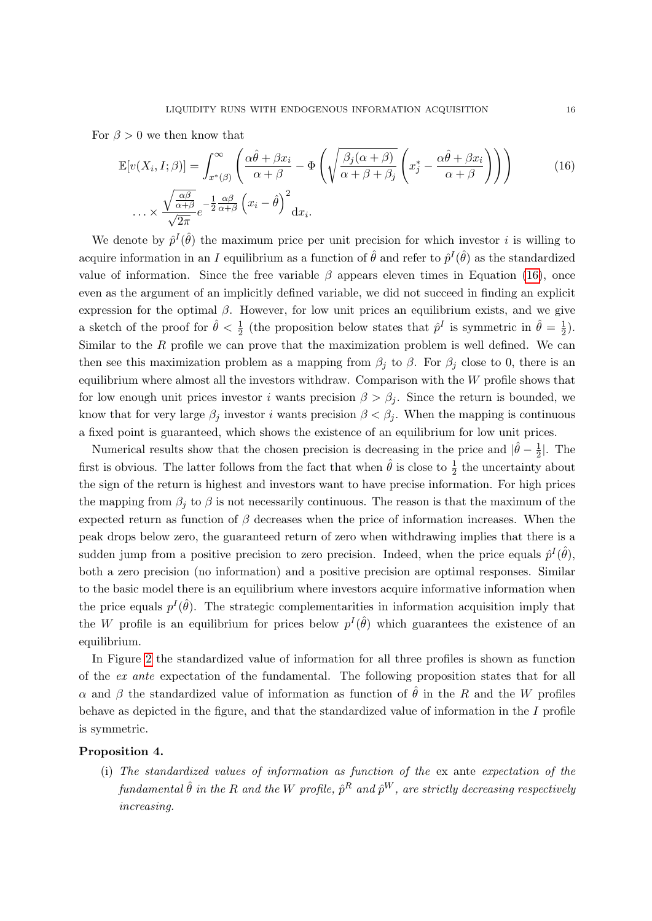For $\beta > 0$ we then know that

$$\mathbb{E}[v(X_i, I; \beta)] = \int_{x^*(\beta)}^{\infty} \left( \frac{\alpha\hat{\theta} + \beta x_i}{\alpha + \beta} - \Phi\left( \sqrt{\frac{\beta_j(\alpha+\beta)}{\alpha+\beta+\beta_j}} \left( x_j^* - \frac{\alpha\hat{\theta} + \beta x_i}{\alpha+\beta} \right) \right) \right) \tag{16}$$

$$\ldots \times \frac{\sqrt{\frac{\alpha\beta}{\alpha+\beta}}}{\sqrt{2\pi}} e^{-\frac{1}{2}\frac{\alpha\beta}{\alpha+\beta}\left(x_i - \hat{\theta}\right)^2} \mathrm{d}x_i.$$

We denote by $\hat{p}^I(\hat{\theta})$ the maximum price per unit precision for which investor $i$ is willing to acquire information in an $I$ equilibrium as a function of $\hat{\theta}$ and refer to $\hat{p}^I(\hat{\theta})$ as the standardized value of information. Since the free variable $\beta$ appears eleven times in Equation (16), once even as the argument of an implicitly defined variable, we did not succeed in finding an explicit expression for the optimal $\beta$. However, for low unit prices an equilibrium exists, and we give a sketch of the proof for $\hat{\theta} < \frac{1}{2}$ (the proposition below states that $\hat{p}^I$ is symmetric in $\hat{\theta} = \frac{1}{2}$). Similar to the $R$ profile we can prove that the maximization problem is well defined. We can then see this maximization problem as a mapping from $\beta_j$ to $\beta$. For $\beta_j$ close to 0, there is an equilibrium where almost all the investors withdraw. Comparison with the $W$ profile shows that for low enough unit prices investor $i$ wants precision $\beta > \beta_j$. Since the return is bounded, we know that for very large $\beta_j$ investor $i$ wants precision $\beta < \beta_j$. When the mapping is continuous a fixed point is guaranteed, which shows the existence of an equilibrium for low unit prices.

Numerical results show that the chosen precision is decreasing in the price and $|\hat{\theta} - \frac{1}{2}|$. The first is obvious. The latter follows from the fact that when $\hat{\theta}$ is close to $\frac{1}{2}$ the uncertainty about the sign of the return is highest and investors want to have precise information. For high prices the mapping from $\beta_j$ to $\beta$ is not necessarily continuous. The reason is that the maximum of the expected return as function of $\beta$ decreases when the price of information increases. When the peak drops below zero, the guaranteed return of zero when withdrawing implies that there is a sudden jump from a positive precision to zero precision. Indeed, when the price equals $\hat{p}^I(\hat{\theta})$, both a zero precision (no information) and a positive precision are optimal responses. Similar to the basic model there is an equilibrium where investors acquire informative information when the price equals $p^I(\hat{\theta})$. The strategic complementarities in information acquisition imply that the $W$ profile is an equilibrium for prices below $p^I(\hat{\theta})$ which guarantees the existence of an equilibrium.

In Figure 2 the standardized value of information for all three profiles is shown as function of the *ex ante* expectation of the fundamental. The following proposition states that for all $\alpha$ and $\beta$ the standardized value of information as function of $\hat{\theta}$ in the $R$ and the $W$ profiles behave as depicted in the figure, and that the standardized value of information in the $I$ profile is symmetric.

**Proposition 4.**

(i) *The standardized values of information as function of the* ex ante *expectation of the fundamental $\hat{\theta}$ in the $R$ and the $W$ profile, $\hat{p}^R$ and $\hat{p}^W$, are strictly decreasing respectively increasing.*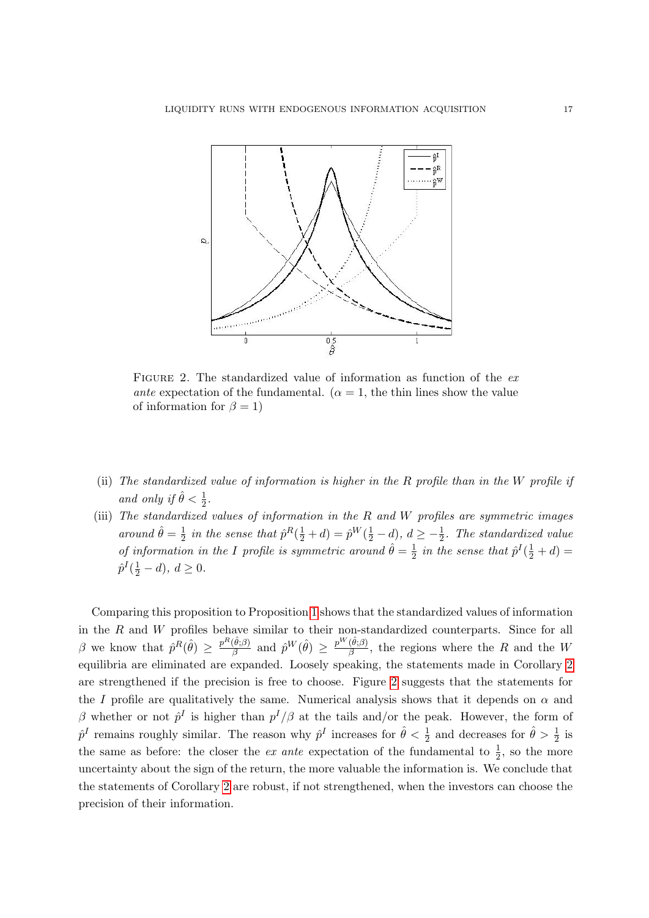FIGURE 2. The standardized value of information as function of the *ex ante* expectation of the fundamental. ($\alpha = 1$, the thin lines show the value of information for $\beta = 1$)

(ii) *The standardized value of information is higher in the $R$ profile than in the $W$ profile if and only if $\hat{\theta} < \frac{1}{2}$.*

(iii) *The standardized values of information in the $R$ and $W$ profiles are symmetric images around $\hat{\theta} = \frac{1}{2}$ in the sense that $\hat{p}^R(\frac{1}{2} + d) = \hat{p}^W(\frac{1}{2} - d)$, $d \geq -\frac{1}{2}$. The standardized value of information in the $I$ profile is symmetric around $\hat{\theta} = \frac{1}{2}$ in the sense that $\hat{p}^I(\frac{1}{2} + d) = \hat{p}^I(\frac{1}{2} - d)$, $d \geq 0$.*

Comparing this proposition to Proposition 1 shows that the standardized values of information in the $R$ and $W$ profiles behave similar to their non-standardized counterparts. Since for all $\beta$ we know that $\hat{p}^R(\hat{\theta}) \geq \frac{p^R(\hat{\theta};\beta)}{\beta}$ and $\hat{p}^W(\hat{\theta}) \geq \frac{p^W(\hat{\theta};\beta)}{\beta}$, the regions where the $R$ and the $W$ equilibria are eliminated are expanded. Loosely speaking, the statements made in Corollary 2 are strengthened if the precision is free to choose. Figure 2 suggests that the statements for the $I$ profile are qualitatively the same. Numerical analysis shows that it depends on $\alpha$ and $\beta$ whether or not $\hat{p}^I$ is higher than $p^I/\beta$ at the tails and/or the peak. However, the form of $\hat{p}^I$ remains roughly similar. The reason why $\hat{p}^I$ increases for $\hat{\theta} < \frac{1}{2}$ and decreases for $\hat{\theta} > \frac{1}{2}$ is the same as before: the closer the *ex ante* expectation of the fundamental to $\frac{1}{2}$, so the more uncertainty about the sign of the return, the more valuable the information is. We conclude that the statements of Corollary 2 are robust, if not strengthened, when the investors can choose the precision of their information.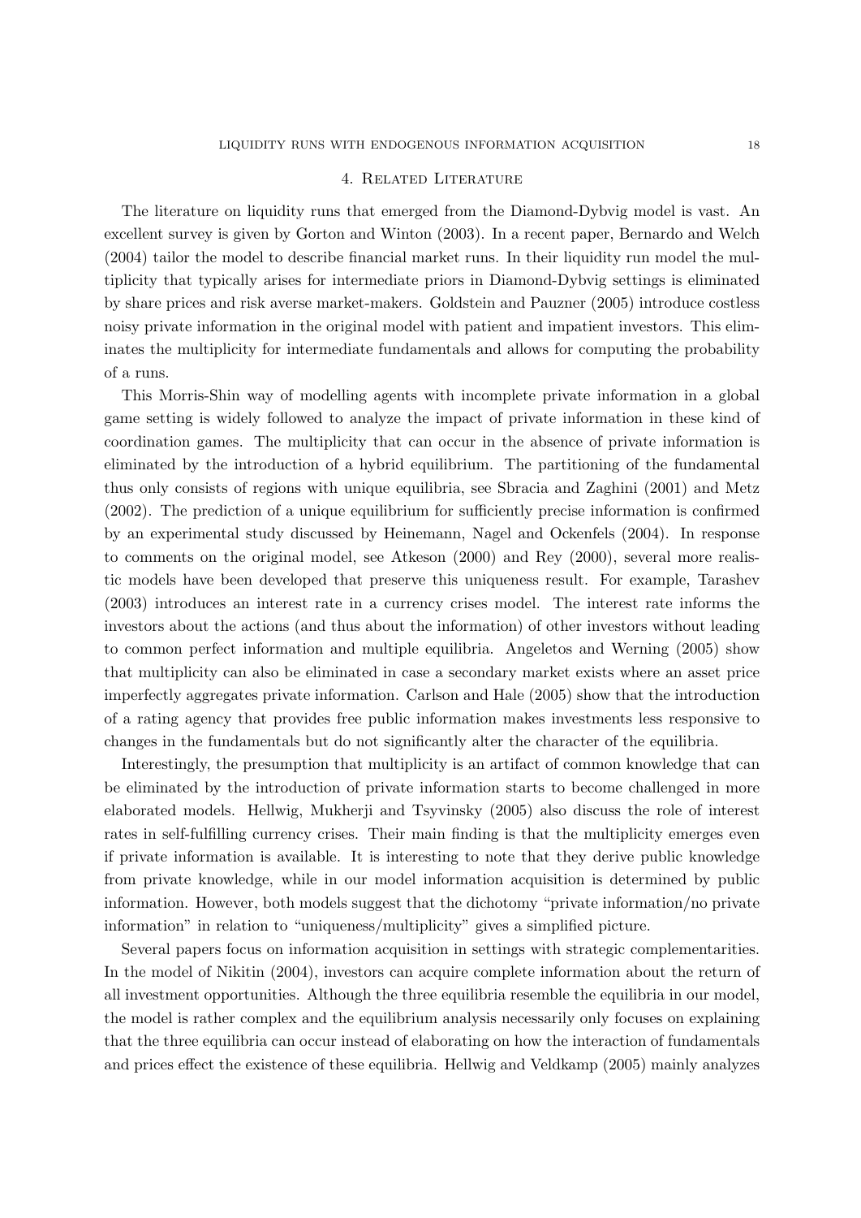## 4. Related Literature

The literature on liquidity runs that emerged from the Diamond-Dybvig model is vast. An excellent survey is given by Gorton and Winton (2003). In a recent paper, Bernardo and Welch (2004) tailor the model to describe financial market runs. In their liquidity run model the multiplicity that typically arises for intermediate priors in Diamond-Dybvig settings is eliminated by share prices and risk averse market-makers. Goldstein and Pauzner (2005) introduce costless noisy private information in the original model with patient and impatient investors. This eliminates the multiplicity for intermediate fundamentals and allows for computing the probability of a runs.

This Morris-Shin way of modelling agents with incomplete private information in a global game setting is widely followed to analyze the impact of private information in these kind of coordination games. The multiplicity that can occur in the absence of private information is eliminated by the introduction of a hybrid equilibrium. The partitioning of the fundamental thus only consists of regions with unique equilibria, see Sbracia and Zaghini (2001) and Metz (2002). The prediction of a unique equilibrium for sufficiently precise information is confirmed by an experimental study discussed by Heinemann, Nagel and Ockenfels (2004). In response to comments on the original model, see Atkeson (2000) and Rey (2000), several more realistic models have been developed that preserve this uniqueness result. For example, Tarashev (2003) introduces an interest rate in a currency crises model. The interest rate informs the investors about the actions (and thus about the information) of other investors without leading to common perfect information and multiple equilibria. Angeletos and Werning (2005) show that multiplicity can also be eliminated in case a secondary market exists where an asset price imperfectly aggregates private information. Carlson and Hale (2005) show that the introduction of a rating agency that provides free public information makes investments less responsive to changes in the fundamentals but do not significantly alter the character of the equilibria.

Interestingly, the presumption that multiplicity is an artifact of common knowledge that can be eliminated by the introduction of private information starts to become challenged in more elaborated models. Hellwig, Mukherji and Tsyvinsky (2005) also discuss the role of interest rates in self-fulfilling currency crises. Their main finding is that the multiplicity emerges even if private information is available. It is interesting to note that they derive public knowledge from private knowledge, while in our model information acquisition is determined by public information. However, both models suggest that the dichotomy "private information/no private information" in relation to "uniqueness/multiplicity" gives a simplified picture.

Several papers focus on information acquisition in settings with strategic complementarities. In the model of Nikitin (2004), investors can acquire complete information about the return of all investment opportunities. Although the three equilibria resemble the equilibria in our model, the model is rather complex and the equilibrium analysis necessarily only focuses on explaining that the three equilibria can occur instead of elaborating on how the interaction of fundamentals and prices effect the existence of these equilibria. Hellwig and Veldkamp (2005) mainly analyzes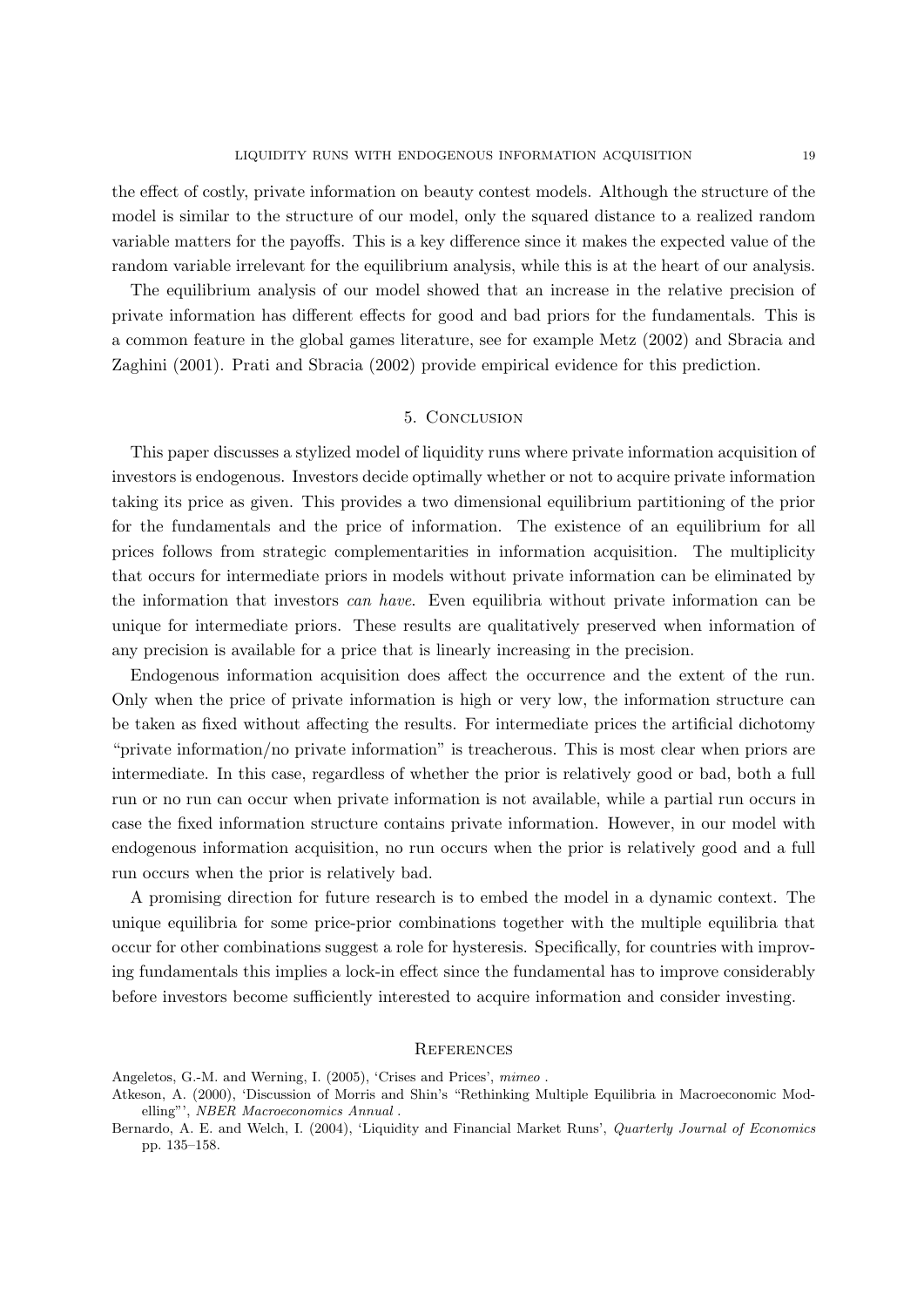the effect of costly, private information on beauty contest models. Although the structure of the model is similar to the structure of our model, only the squared distance to a realized random variable matters for the payoffs. This is a key difference since it makes the expected value of the random variable irrelevant for the equilibrium analysis, while this is at the heart of our analysis.

The equilibrium analysis of our model showed that an increase in the relative precision of private information has different effects for good and bad priors for the fundamentals. This is a common feature in the global games literature, see for example Metz (2002) and Sbracia and Zaghini (2001). Prati and Sbracia (2002) provide empirical evidence for this prediction.

## 5. Conclusion

This paper discusses a stylized model of liquidity runs where private information acquisition of investors is endogenous. Investors decide optimally whether or not to acquire private information taking its price as given. This provides a two dimensional equilibrium partitioning of the prior for the fundamentals and the price of information. The existence of an equilibrium for all prices follows from strategic complementarities in information acquisition. The multiplicity that occurs for intermediate priors in models without private information can be eliminated by the information that investors *can have*. Even equilibria without private information can be unique for intermediate priors. These results are qualitatively preserved when information of any precision is available for a price that is linearly increasing in the precision.

Endogenous information acquisition does affect the occurrence and the extent of the run. Only when the price of private information is high or very low, the information structure can be taken as fixed without affecting the results. For intermediate prices the artificial dichotomy "private information/no private information" is treacherous. This is most clear when priors are intermediate. In this case, regardless of whether the prior is relatively good or bad, both a full run or no run can occur when private information is not available, while a partial run occurs in case the fixed information structure contains private information. However, in our model with endogenous information acquisition, no run occurs when the prior is relatively good and a full run occurs when the prior is relatively bad.

A promising direction for future research is to embed the model in a dynamic context. The unique equilibria for some price-prior combinations together with the multiple equilibria that occur for other combinations suggest a role for hysteresis. Specifically, for countries with improving fundamentals this implies a lock-in effect since the fundamental has to improve considerably before investors become sufficiently interested to acquire information and consider investing.

## References

Angeletos, G.-M. and Werning, I. (2005), 'Crises and Prices', *mimeo* .

Atkeson, A. (2000), 'Discussion of Morris and Shin's "Rethinking Multiple Equilibria in Macroeconomic Modelling"', *NBER Macroeconomics Annual* .

Bernardo, A. E. and Welch, I. (2004), 'Liquidity and Financial Market Runs', *Quarterly Journal of Economics* pp. 135–158.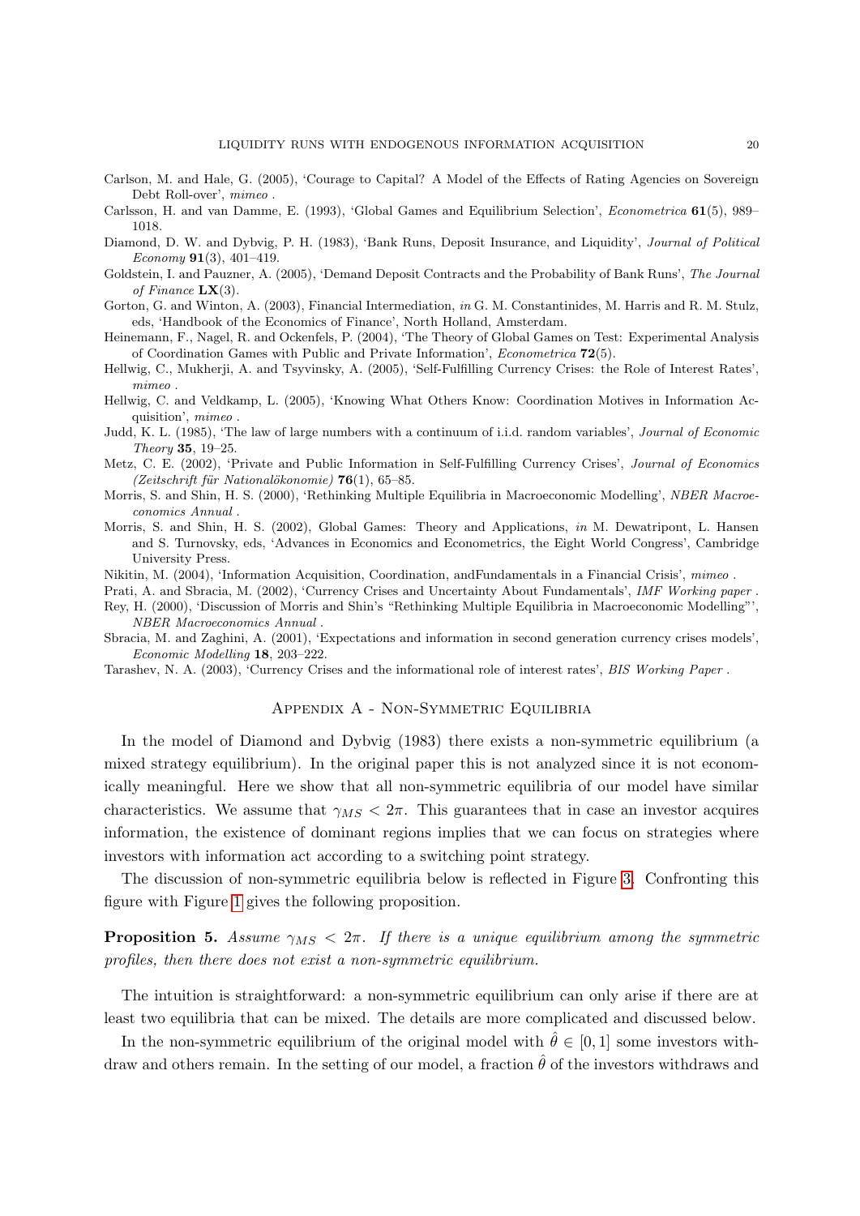Carlson, M. and Hale, G. (2005), 'Courage to Capital? A Model of the Effects of Rating Agencies on Sovereign Debt Roll-over', *mimeo* .

Carlsson, H. and van Damme, E. (1993), 'Global Games and Equilibrium Selection', *Econometrica* **61**(5), 989–1018.

Diamond, D. W. and Dybvig, P. H. (1983), 'Bank Runs, Deposit Insurance, and Liquidity', *Journal of Political Economy* **91**(3), 401–419.

Goldstein, I. and Pauzner, A. (2005), 'Demand Deposit Contracts and the Probability of Bank Runs', *The Journal of Finance* **LX**(3).

Gorton, G. and Winton, A. (2003), Financial Intermediation, *in* G. M. Constantinides, M. Harris and R. M. Stulz, eds, 'Handbook of the Economics of Finance', North Holland, Amsterdam.

Heinemann, F., Nagel, R. and Ockenfels, P. (2004), 'The Theory of Global Games on Test: Experimental Analysis of Coordination Games with Public and Private Information', *Econometrica* **72**(5).

Hellwig, C., Mukherji, A. and Tsyvinsky, A. (2005), 'Self-Fulfilling Currency Crises: the Role of Interest Rates', *mimeo* .

Hellwig, C. and Veldkamp, L. (2005), 'Knowing What Others Know: Coordination Motives in Information Acquisition', *mimeo* .

Judd, K. L. (1985), 'The law of large numbers with a continuum of i.i.d. random variables', *Journal of Economic Theory* **35**, 19–25.

Metz, C. E. (2002), 'Private and Public Information in Self-Fulfilling Currency Crises', *Journal of Economics (Zeitschrift für Nationalökonomie)* **76**(1), 65–85.

Morris, S. and Shin, H. S. (2000), 'Rethinking Multiple Equilibria in Macroeconomic Modelling', *NBER Macroeconomics Annual* .

Morris, S. and Shin, H. S. (2002), Global Games: Theory and Applications, *in* M. Dewatripont, L. Hansen and S. Turnovsky, eds, 'Advances in Economics and Econometrics, the Eight World Congress', Cambridge University Press.

Nikitin, M. (2004), 'Information Acquisition, Coordination, andFundamentals in a Financial Crisis', *mimeo* .

Prati, A. and Sbracia, M. (2002), 'Currency Crises and Uncertainty About Fundamentals', *IMF Working paper* .

Rey, H. (2000), 'Discussion of Morris and Shin's "Rethinking Multiple Equilibria in Macroeconomic Modelling"', *NBER Macroeconomics Annual* .

Sbracia, M. and Zaghini, A. (2001), 'Expectations and information in second generation currency crises models', *Economic Modelling* **18**, 203–222.

Tarashev, N. A. (2003), 'Currency Crises and the informational role of interest rates', *BIS Working Paper* .

## Appendix A - Non-Symmetric Equilibria

In the model of Diamond and Dybvig (1983) there exists a non-symmetric equilibrium (a mixed strategy equilibrium). In the original paper this is not analyzed since it is not economically meaningful. Here we show that all non-symmetric equilibria of our model have similar characteristics. We assume that $\gamma_{MS} < 2\pi$. This guarantees that in case an investor acquires information, the existence of dominant regions implies that we can focus on strategies where investors with information act according to a switching point strategy.

The discussion of non-symmetric equilibria below is reflected in Figure 3. Confronting this figure with Figure 1 gives the following proposition.

**Proposition 5.** *Assume $\gamma_{MS} < 2\pi$. If there is a unique equilibrium among the symmetric profiles, then there does not exist a non-symmetric equilibrium.*

The intuition is straightforward: a non-symmetric equilibrium can only arise if there are at least two equilibria that can be mixed. The details are more complicated and discussed below.

In the non-symmetric equilibrium of the original model with $\hat{\theta} \in [0, 1]$ some investors withdraw and others remain. In the setting of our model, a fraction $\hat{\theta}$ of the investors withdraws and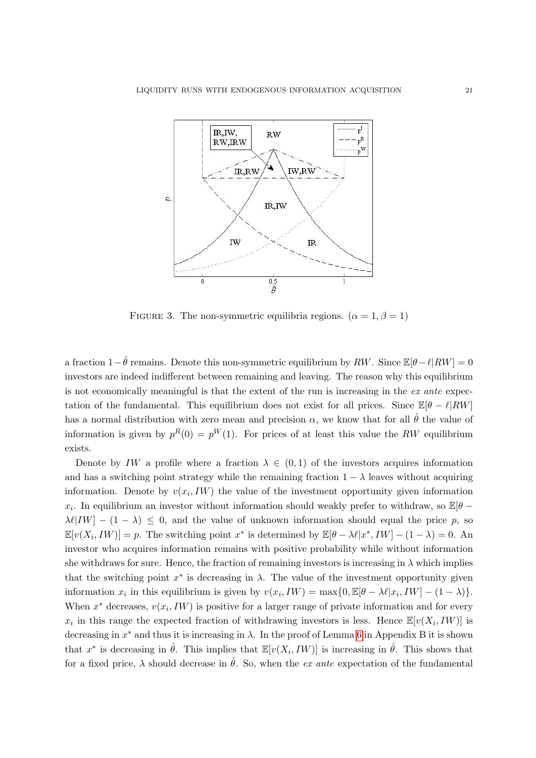FIGURE 3. The non-symmetric equilibria regions. ($\alpha = 1, \beta = 1$)

a fraction $1-\hat{\theta}$ remains. Denote this non-symmetric equilibrium by $RW$. Since $\mathbb{E}[\theta - \ell | RW] = 0$ investors are indeed indifferent between remaining and leaving. The reason why this equilibrium is not economically meaningful is that the extent of the run is increasing in the *ex ante* expectation of the fundamental. This equilibrium does not exist for all prices. Since $\mathbb{E}[\theta - \ell | RW]$ has a normal distribution with zero mean and precision $\alpha$, we know that for all $\hat{\theta}$ the value of information is given by $p^R(0) = p^W(1)$. For prices of at least this value the $RW$ equilibrium exists.

Denote by $IW$ a profile where a fraction $\lambda \in (0, 1)$ of the investors acquires information and has a switching point strategy while the remaining fraction $1 - \lambda$ leaves without acquiring information. Denote by $v(x_i, IW)$ the value of the investment opportunity given information $x_i$. In equilibrium an investor without information should weakly prefer to withdraw, so $\mathbb{E}[\theta - \lambda\ell | IW] - (1 - \lambda) \le 0$, and the value of unknown information should equal the price $p$, so $\mathbb{E}[v(X_i, IW)] = p$. The switching point $x^*$ is determined by $\mathbb{E}[\theta - \lambda\ell | x^*, IW] - (1 - \lambda) = 0$. An investor who acquires information remains with positive probability while without information she withdraws for sure. Hence, the fraction of remaining investors is increasing in $\lambda$ which implies that the switching point $x^*$ is decreasing in $\lambda$. The value of the investment opportunity given information $x_i$ in this equilibrium is given by $v(x_i, IW) = \max\{0, \mathbb{E}[\theta - \lambda\ell | x_i, IW] - (1 - \lambda)\}$. When $x^*$ decreases, $v(x_i, IW)$ is positive for a larger range of private information and for every $x_i$ in this range the expected fraction of withdrawing investors is less. Hence $\mathbb{E}[v(X_i, IW)]$ is decreasing in $x^*$ and thus it is increasing in $\lambda$. In the proof of Lemma 6 in Appendix B it is shown that $x^*$ is decreasing in $\hat{\theta}$. This implies that $\mathbb{E}[v(X_i, IW)]$ is increasing in $\hat{\theta}$. This shows that for a fixed price, $\lambda$ should decrease in $\hat{\theta}$. So, when the *ex ante* expectation of the fundamental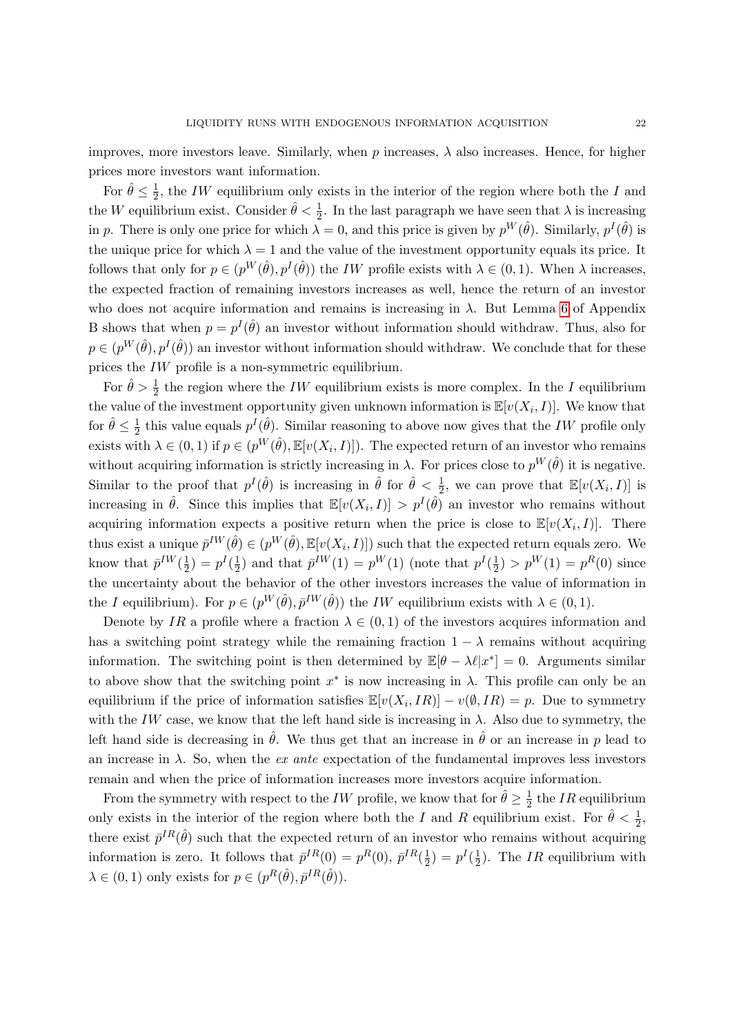improves, more investors leave. Similarly, when $p$ increases, $\lambda$ also increases. Hence, for higher prices more investors want information.

For $\hat{\theta} \leq \frac{1}{2}$, the $IW$ equilibrium only exists in the interior of the region where both the $I$ and the $W$ equilibrium exist. Consider $\hat{\theta} < \frac{1}{2}$. In the last paragraph we have seen that $\lambda$ is increasing in $p$. There is only one price for which $\lambda = 0$, and this price is given by $p^W(\hat{\theta})$. Similarly, $p^I(\hat{\theta})$ is the unique price for which $\lambda = 1$ and the value of the investment opportunity equals its price. It follows that only for $p \in (p^W(\hat{\theta}), p^I(\hat{\theta}))$ the $IW$ profile exists with $\lambda \in (0, 1)$. When $\lambda$ increases, the expected fraction of remaining investors increases as well, hence the return of an investor who does not acquire information and remains is increasing in $\lambda$. But Lemma 6 of Appendix B shows that when $p = p^I(\hat{\theta})$ an investor without information should withdraw. Thus, also for $p \in (p^W(\hat{\theta}), p^I(\hat{\theta}))$ an investor without information should withdraw. We conclude that for these prices the $IW$ profile is a non-symmetric equilibrium.

For $\hat{\theta} > \frac{1}{2}$ the region where the $IW$ equilibrium exists is more complex. In the $I$ equilibrium the value of the investment opportunity given unknown information is $\mathbb{E}[v(X_i, I)]$. We know that for $\hat{\theta} \leq \frac{1}{2}$ this value equals $p^I(\hat{\theta})$. Similar reasoning to above now gives that the $IW$ profile only exists with $\lambda \in (0, 1)$ if $p \in (p^W(\hat{\theta}), \mathbb{E}[v(X_i, I)])$. The expected return of an investor who remains without acquiring information is strictly increasing in $\lambda$. For prices close to $p^W(\hat{\theta})$ it is negative. Similar to the proof that $p^I(\hat{\theta})$ is increasing in $\hat{\theta}$ for $\hat{\theta} < \frac{1}{2}$, we can prove that $\mathbb{E}[v(X_i, I)]$ is increasing in $\hat{\theta}$. Since this implies that $\mathbb{E}[v(X_i, I)] > p^I(\hat{\theta})$ an investor who remains without acquiring information expects a positive return when the price is close to $\mathbb{E}[v(X_i, I)]$. There thus exist a unique $\bar{p}^{IW}(\hat{\theta}) \in (p^W(\hat{\theta}), \mathbb{E}[v(X_i, I)])$ such that the expected return equals zero. We know that $\bar{p}^{IW}(\frac{1}{2}) = p^I(\frac{1}{2})$ and that $\bar{p}^{IW}(1) = p^W(1)$ (note that $p^I(\frac{1}{2}) > p^W(1) = p^R(0)$ since the uncertainty about the behavior of the other investors increases the value of information in the $I$ equilibrium). For $p \in (p^W(\hat{\theta}), \bar{p}^{IW}(\hat{\theta}))$ the $IW$ equilibrium exists with $\lambda \in (0, 1)$.

Denote by $IR$ a profile where a fraction $\lambda \in (0, 1)$ of the investors acquires information and has a switching point strategy while the remaining fraction $1 - \lambda$ remains without acquiring information. The switching point is then determined by $\mathbb{E}[\theta - \lambda\ell | x^*] = 0$. Arguments similar to above show that the switching point $x^*$ is now increasing in $\lambda$. This profile can only be an equilibrium if the price of information satisfies $\mathbb{E}[v(X_i, IR)] - v(\emptyset, IR) = p$. Due to symmetry with the $IW$ case, we know that the left hand side is increasing in $\lambda$. Also due to symmetry, the left hand side is decreasing in $\hat{\theta}$. We thus get that an increase in $\hat{\theta}$ or an increase in $p$ lead to an increase in $\lambda$. So, when the *ex ante* expectation of the fundamental improves less investors remain and when the price of information increases more investors acquire information.

From the symmetry with respect to the $IW$ profile, we know that for $\hat{\theta} \geq \frac{1}{2}$ the $IR$ equilibrium only exists in the interior of the region where both the $I$ and $R$ equilibrium exist. For $\hat{\theta} < \frac{1}{2}$, there exist $\bar{p}^{IR}(\hat{\theta})$ such that the expected return of an investor who remains without acquiring information is zero. It follows that $\bar{p}^{IR}(0) = p^R(0)$, $\bar{p}^{IR}(\frac{1}{2}) = p^I(\frac{1}{2})$. The $IR$ equilibrium with $\lambda \in (0, 1)$ only exists for $p \in (p^R(\hat{\theta}), \bar{p}^{IR}(\hat{\theta}))$.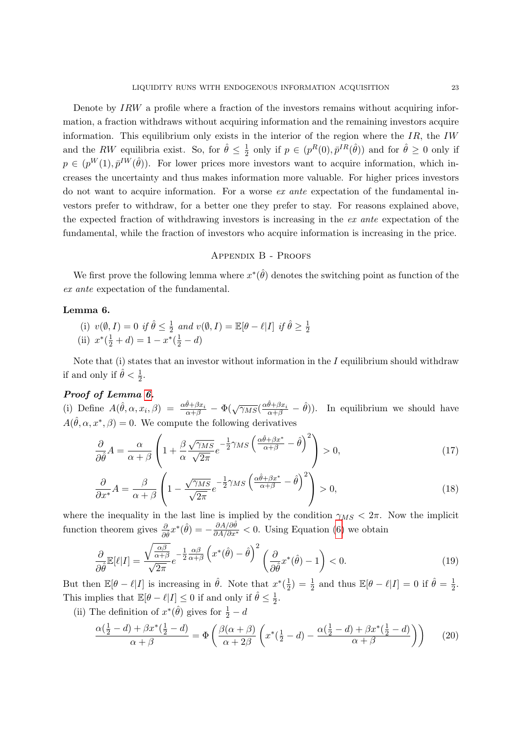Denote by $IRW$ a profile where a fraction of the investors remains without acquiring information, a fraction withdraws without acquiring information and the remaining investors acquire information. This equilibrium only exists in the interior of the region where the $IR$, the $IW$ and the $RW$ equilibria exist. So, for $\hat{\theta} \leq \frac{1}{2}$ only if $p \in (p^R(0), \bar{p}^{IR}(\hat{\theta}))$ and for $\hat{\theta} \geq 0$ only if $p \in (p^W(1), \bar{p}^{IW}(\hat{\theta}))$. For lower prices more investors want to acquire information, which increases the uncertainty and thus makes information more valuable. For higher prices investors do not want to acquire information. For a worse *ex ante* expectation of the fundamental investors prefer to withdraw, for a better one they prefer to stay. For reasons explained above, the expected fraction of withdrawing investors is increasing in the *ex ante* expectation of the fundamental, while the fraction of investors who acquire information is increasing in the price.

## Appendix B - Proofs

We first prove the following lemma where $x^*(\hat{\theta})$ denotes the switching point as function of the *ex ante* expectation of the fundamental.

**Lemma 6.**

(i) $v(\emptyset, I) = 0$ *if* $\hat{\theta} \leq \frac{1}{2}$ *and* $v(\emptyset, I) = \mathbb{E}[\theta - \ell|I]$ *if* $\hat{\theta} \geq \frac{1}{2}$

(ii) $x^*(\frac{1}{2} + d) = 1 - x^*(\frac{1}{2} - d)$

Note that (i) states that an investor without information in the $I$ equilibrium should withdraw if and only if $\hat{\theta} < \frac{1}{2}$.

***Proof of Lemma 6.***

(i) Define $A(\hat{\theta}, \alpha, x_i, \beta) = \frac{\alpha\hat{\theta} + \beta x_i}{\alpha + \beta} - \Phi(\sqrt{\gamma_{MS}}(\frac{\alpha\hat{\theta} + \beta x_i}{\alpha + \beta} - \hat{\theta}))$. In equilibrium we should have $A(\hat{\theta}, \alpha, x^*, \beta) = 0$. We compute the following derivatives

$$\frac{\partial}{\partial\hat{\theta}}A = \frac{\alpha}{\alpha + \beta}\left(1 + \frac{\beta}{\alpha}\frac{\sqrt{\gamma_{MS}}}{\sqrt{2\pi}}e^{-\frac{1}{2}\gamma_{MS}\left(\frac{\alpha\hat{\theta} + \beta x^*}{\alpha + \beta} - \hat{\theta}\right)^2}\right) > 0, \tag{17}$$

$$\frac{\partial}{\partial x^*}A = \frac{\beta}{\alpha + \beta}\left(1 - \frac{\sqrt{\gamma_{MS}}}{\sqrt{2\pi}}e^{-\frac{1}{2}\gamma_{MS}\left(\frac{\alpha\hat{\theta} + \beta x^*}{\alpha + \beta} - \hat{\theta}\right)^2}\right) > 0, \tag{18}$$

where the inequality in the last line is implied by the condition $\gamma_{MS} < 2\pi$. Now the implicit function theorem gives $\frac{\partial}{\partial\hat{\theta}}x^*(\hat{\theta}) = -\frac{\partial A/\partial\hat{\theta}}{\partial A/\partial x^*} < 0$. Using Equation (6) we obtain

$$\frac{\partial}{\partial\hat{\theta}}\mathbb{E}[\ell|I] = \frac{\sqrt{\frac{\alpha\beta}{\alpha+\beta}}}{\sqrt{2\pi}}e^{-\frac{1}{2}\frac{\alpha\beta}{\alpha+\beta}\left(x^*(\hat{\theta}) - \hat{\theta}\right)^2}\left(\frac{\partial}{\partial\hat{\theta}}x^*(\hat{\theta}) - 1\right) < 0. \tag{19}$$

But then $\mathbb{E}[\theta - \ell|I]$ is increasing in $\hat{\theta}$. Note that $x^*(\frac{1}{2}) = \frac{1}{2}$ and thus $\mathbb{E}[\theta - \ell|I] = 0$ if $\hat{\theta} = \frac{1}{2}$. This implies that $\mathbb{E}[\theta - \ell|I] \leq 0$ if and only if $\hat{\theta} \leq \frac{1}{2}$.

(ii) The definition of $x^*(\hat{\theta})$ gives for $\frac{1}{2} - d$

$$\frac{\alpha(\frac{1}{2} - d) + \beta x^*(\frac{1}{2} - d)}{\alpha + \beta} = \Phi\left(\frac{\beta(\alpha + \beta)}{\alpha + 2\beta}\left(x^*(\tfrac{1}{2} - d) - \frac{\alpha(\frac{1}{2} - d) + \beta x^*(\frac{1}{2} - d)}{\alpha + \beta}\right)\right) \tag{20}$$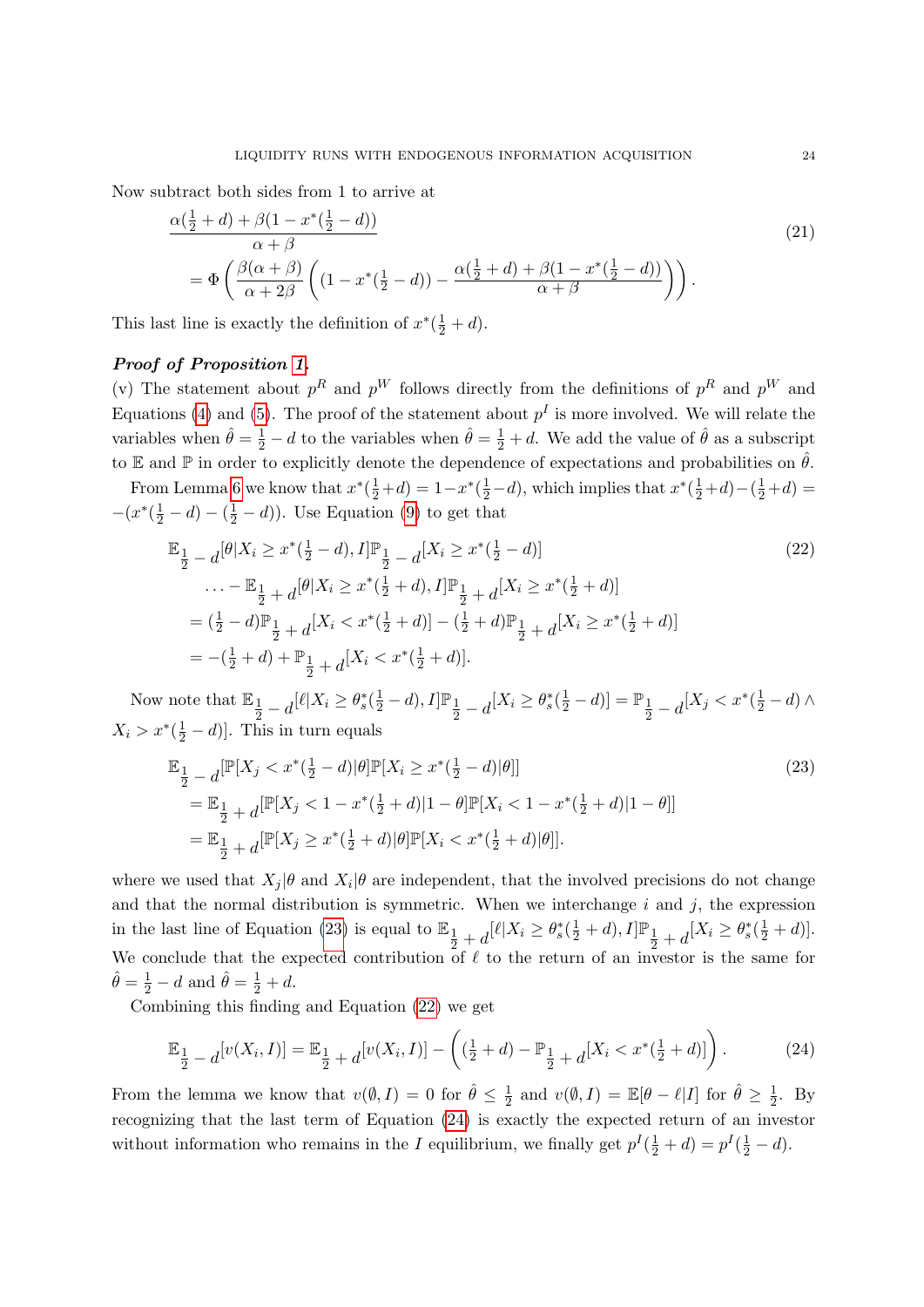Now subtract both sides from 1 to arrive at

$$\begin{aligned}
&\frac{\alpha(\frac{1}{2}+d)+\beta(1-x^*(\frac{1}{2}-d))}{\alpha+\beta} \\
&= \Phi\left(\frac{\beta(\alpha+\beta)}{\alpha+2\beta}\left((1-x^*(\tfrac{1}{2}-d))-\frac{\alpha(\frac{1}{2}+d)+\beta(1-x^*(\frac{1}{2}-d))}{\alpha+\beta}\right)\right).
\end{aligned} \tag{21}$$

This last line is exactly the definition of $x^*(\frac{1}{2}+d)$.

***Proof of Proposition 1.***

(v) The statement about $p^R$ and $p^W$ follows directly from the definitions of $p^R$ and $p^W$ and Equations (4) and (5). The proof of the statement about $p^I$ is more involved. We will relate the variables when $\hat{\theta}=\frac{1}{2}-d$ to the variables when $\hat{\theta}=\frac{1}{2}+d$. We add the value of $\hat{\theta}$ as a subscript to $\mathbb{E}$ and $\mathbb{P}$ in order to explicitly denote the dependence of expectations and probabilities on $\hat{\theta}$.

From Lemma 6 we know that $x^*(\frac{1}{2}+d)=1-x^*(\frac{1}{2}-d)$, which implies that $x^*(\frac{1}{2}+d)-(\frac{1}{2}+d)=-(x^*(\frac{1}{2}-d)-(\frac{1}{2}-d))$. Use Equation (9) to get that

$$\begin{aligned}
&\mathbb{E}_{\frac{1}{2}-d}[\theta|X_i\geq x^*(\tfrac{1}{2}-d),I]\mathbb{P}_{\frac{1}{2}-d}[X_i\geq x^*(\tfrac{1}{2}-d)] \\
&\quad\ldots-\mathbb{E}_{\frac{1}{2}+d}[\theta|X_i\geq x^*(\tfrac{1}{2}+d),I]\mathbb{P}_{\frac{1}{2}+d}[X_i\geq x^*(\tfrac{1}{2}+d)] \\
&=(\tfrac{1}{2}-d)\mathbb{P}_{\frac{1}{2}+d}[X_i<x^*(\tfrac{1}{2}+d)]-(\tfrac{1}{2}+d)\mathbb{P}_{\frac{1}{2}+d}[X_i\geq x^*(\tfrac{1}{2}+d)] \\
&=-(\tfrac{1}{2}+d)+\mathbb{P}_{\frac{1}{2}+d}[X_i<x^*(\tfrac{1}{2}+d)].
\end{aligned} \tag{22}$$

Now note that $\mathbb{E}_{\frac{1}{2}-d}[\ell|X_i\geq\theta_s^*(\frac{1}{2}-d),I]\mathbb{P}_{\frac{1}{2}-d}[X_i\geq\theta_s^*(\frac{1}{2}-d)]=\mathbb{P}_{\frac{1}{2}-d}[X_j<x^*(\frac{1}{2}-d)\wedge X_i>x^*(\frac{1}{2}-d)]$. This in turn equals

$$\begin{aligned}
&\mathbb{E}_{\frac{1}{2}-d}[\mathbb{P}[X_j<x^*(\tfrac{1}{2}-d)|\theta]\mathbb{P}[X_i\geq x^*(\tfrac{1}{2}-d)|\theta]] \\
&=\mathbb{E}_{\frac{1}{2}+d}[\mathbb{P}[X_j<1-x^*(\tfrac{1}{2}+d)|1-\theta]\mathbb{P}[X_i<1-x^*(\tfrac{1}{2}+d)|1-\theta]] \\
&=\mathbb{E}_{\frac{1}{2}+d}[\mathbb{P}[X_j\geq x^*(\tfrac{1}{2}+d)|\theta]\mathbb{P}[X_i<x^*(\tfrac{1}{2}+d)|\theta]].
\end{aligned} \tag{23}$$

where we used that $X_j|\theta$ and $X_i|\theta$ are independent, that the involved precisions do not change and that the normal distribution is symmetric. When we interchange $i$ and $j$, the expression in the last line of Equation (23) is equal to $\mathbb{E}_{\frac{1}{2}+d}[\ell|X_i\geq\theta_s^*(\frac{1}{2}+d),I]\mathbb{P}_{\frac{1}{2}+d}[X_i\geq\theta_s^*(\frac{1}{2}+d)]$. We conclude that the expected contribution of $\ell$ to the return of an investor is the same for $\hat{\theta}=\frac{1}{2}-d$ and $\hat{\theta}=\frac{1}{2}+d$.

Combining this finding and Equation (22) we get

$$\mathbb{E}_{\frac{1}{2}-d}[v(X_i,I)]=\mathbb{E}_{\frac{1}{2}+d}[v(X_i,I)]-\left((\tfrac{1}{2}+d)-\mathbb{P}_{\frac{1}{2}+d}[X_i<x^*(\tfrac{1}{2}+d)]\right). \tag{24}$$

From the lemma we know that $v(\emptyset,I)=0$ for $\hat{\theta}\leq\frac{1}{2}$ and $v(\emptyset,I)=\mathbb{E}[\theta-\ell|I]$ for $\hat{\theta}\geq\frac{1}{2}$. By recognizing that the last term of Equation (24) is exactly the expected return of an investor without information who remains in the $I$ equilibrium, we finally get $p^I(\frac{1}{2}+d)=p^I(\frac{1}{2}-d)$.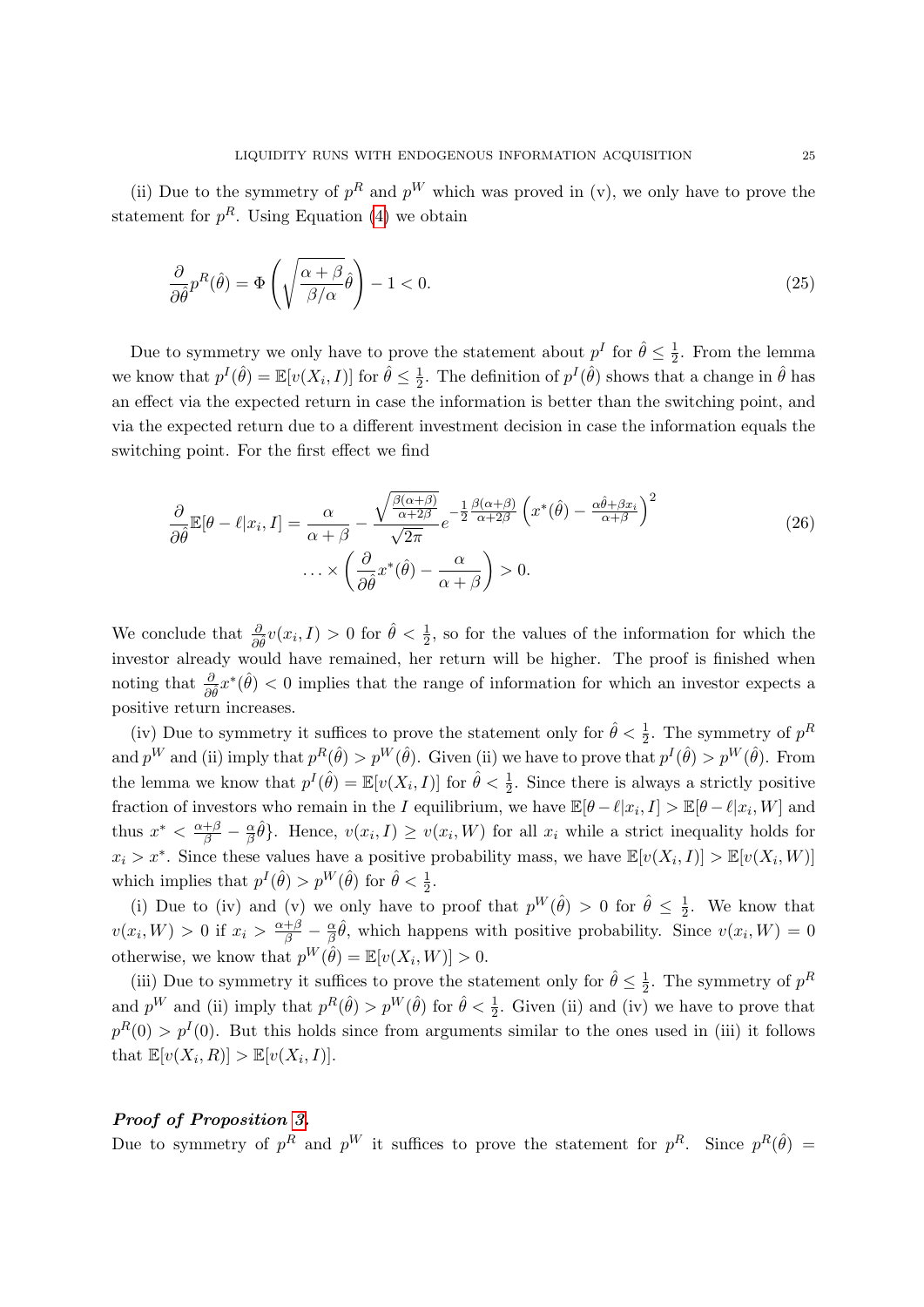(ii) Due to the symmetry of $p^R$ and $p^W$ which was proved in (v), we only have to prove the statement for $p^R$. Using Equation (4) we obtain

$$\frac{\partial}{\partial\hat{\theta}}p^R(\hat{\theta}) = \Phi\left(\sqrt{\frac{\alpha+\beta}{\beta/\alpha}}\hat{\theta}\right) - 1 < 0. \tag{25}$$

Due to symmetry we only have to prove the statement about $p^I$ for $\hat{\theta} \leq \frac{1}{2}$. From the lemma we know that $p^I(\hat{\theta}) = \mathbb{E}[v(X_i, I)]$ for $\hat{\theta} \leq \frac{1}{2}$. The definition of $p^I(\hat{\theta})$ shows that a change in $\hat{\theta}$ has an effect via the expected return in case the information is better than the switching point, and via the expected return due to a different investment decision in case the information equals the switching point. For the first effect we find

$$\begin{aligned}\frac{\partial}{\partial\hat{\theta}}\mathbb{E}[\theta - \ell | x_i, I] = \frac{\alpha}{\alpha+\beta} - \frac{\sqrt{\frac{\beta(\alpha+\beta)}{\alpha+2\beta}}}{\sqrt{2\pi}} e^{-\frac{1}{2}\frac{\beta(\alpha+\beta)}{\alpha+2\beta}\left(x^*(\hat{\theta}) - \frac{\alpha\hat{\theta}+\beta x_i}{\alpha+\beta}\right)^2} \\ \ldots \times \left(\frac{\partial}{\partial\hat{\theta}}x^*(\hat{\theta}) - \frac{\alpha}{\alpha+\beta}\right) > 0.\end{aligned} \tag{26}$$

We conclude that $\frac{\partial}{\partial\hat{\theta}}v(x_i, I) > 0$ for $\hat{\theta} < \frac{1}{2}$, so for the values of the information for which the investor already would have remained, her return will be higher. The proof is finished when noting that $\frac{\partial}{\partial\hat{\theta}}x^*(\hat{\theta}) < 0$ implies that the range of information for which an investor expects a positive return increases.

(iv) Due to symmetry it suffices to prove the statement only for $\hat{\theta} < \frac{1}{2}$. The symmetry of $p^R$ and $p^W$ and (ii) imply that $p^R(\hat{\theta}) > p^W(\hat{\theta})$. Given (ii) we have to prove that $p^I(\hat{\theta}) > p^W(\hat{\theta})$. From the lemma we know that $p^I(\hat{\theta}) = \mathbb{E}[v(X_i, I)]$ for $\hat{\theta} < \frac{1}{2}$. Since there is always a strictly positive fraction of investors who remain in the $I$ equilibrium, we have $\mathbb{E}[\theta - \ell | x_i, I] > \mathbb{E}[\theta - \ell | x_i, W]$ and thus $x^* < \frac{\alpha+\beta}{\beta} - \frac{\alpha}{\beta}\hat{\theta}\}$. Hence, $v(x_i, I) \geq v(x_i, W)$ for all $x_i$ while a strict inequality holds for $x_i > x^*$. Since these values have a positive probability mass, we have $\mathbb{E}[v(X_i, I)] > \mathbb{E}[v(X_i, W)]$ which implies that $p^I(\hat{\theta}) > p^W(\hat{\theta})$ for $\hat{\theta} < \frac{1}{2}$.

(i) Due to (iv) and (v) we only have to proof that $p^W(\hat{\theta}) > 0$ for $\hat{\theta} \leq \frac{1}{2}$. We know that $v(x_i, W) > 0$ if $x_i > \frac{\alpha+\beta}{\beta} - \frac{\alpha}{\beta}\hat{\theta}$, which happens with positive probability. Since $v(x_i, W) = 0$ otherwise, we know that $p^W(\hat{\theta}) = \mathbb{E}[v(X_i, W)] > 0$.

(iii) Due to symmetry it suffices to prove the statement only for $\hat{\theta} \leq \frac{1}{2}$. The symmetry of $p^R$ and $p^W$ and (ii) imply that $p^R(\hat{\theta}) > p^W(\hat{\theta})$ for $\hat{\theta} < \frac{1}{2}$. Given (ii) and (iv) we have to prove that $p^R(0) > p^I(0)$. But this holds since from arguments similar to the ones used in (iii) it follows that $\mathbb{E}[v(X_i, R)] > \mathbb{E}[v(X_i, I)]$.

***Proof of Proposition 3.***
Due to symmetry of $p^R$ and $p^W$ it suffices to prove the statement for $p^R$. Since $p^R(\hat{\theta}) =$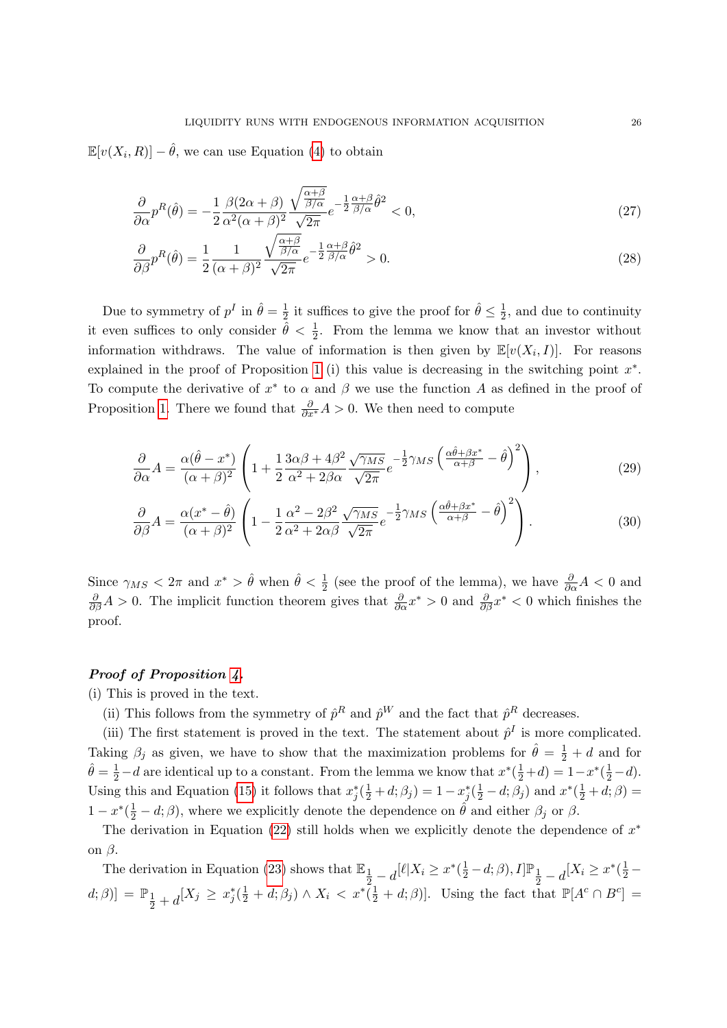$\mathbb{E}[v(X_i, R)] - \hat{\theta}$, we can use Equation (4) to obtain

$$\frac{\partial}{\partial \alpha} p^R(\hat{\theta}) = -\frac{1}{2} \frac{\beta(2\alpha+\beta)}{\alpha^2(\alpha+\beta)^2} \frac{\sqrt{\frac{\alpha+\beta}{\beta/\alpha}}}{\sqrt{2\pi}} e^{-\frac{1}{2}\frac{\alpha+\beta}{\beta/\alpha}\hat{\theta}^2} < 0, \tag{27}$$

$$\frac{\partial}{\partial \beta} p^R(\hat{\theta}) = \frac{1}{2} \frac{1}{(\alpha+\beta)^2} \frac{\sqrt{\frac{\alpha+\beta}{\beta/\alpha}}}{\sqrt{2\pi}} e^{-\frac{1}{2}\frac{\alpha+\beta}{\beta/\alpha}\hat{\theta}^2} > 0. \tag{28}$$

Due to symmetry of $p^I$ in $\hat{\theta} = \frac{1}{2}$ it suffices to give the proof for $\hat{\theta} \leq \frac{1}{2}$, and due to continuity it even suffices to only consider $\hat{\theta} < \frac{1}{2}$. From the lemma we know that an investor without information withdraws. The value of information is then given by $\mathbb{E}[v(X_i, I)]$. For reasons explained in the proof of Proposition 1 (i) this value is decreasing in the switching point $x^*$. To compute the derivative of $x^*$ to $\alpha$ and $\beta$ we use the function $A$ as defined in the proof of Proposition 1. There we found that $\frac{\partial}{\partial x^*} A > 0$. We then need to compute

$$\frac{\partial}{\partial \alpha} A = \frac{\alpha(\hat{\theta} - x^*)}{(\alpha+\beta)^2} \left( 1 + \frac{1}{2} \frac{3\alpha\beta + 4\beta^2}{\alpha^2 + 2\beta\alpha} \frac{\sqrt{\gamma_{MS}}}{\sqrt{2\pi}} e^{-\frac{1}{2}\gamma_{MS}\left(\frac{\alpha\hat{\theta}+\beta x^*}{\alpha+\beta} - \hat{\theta}\right)^2} \right), \tag{29}$$

$$\frac{\partial}{\partial \beta} A = \frac{\alpha(x^* - \hat{\theta})}{(\alpha+\beta)^2} \left( 1 - \frac{1}{2} \frac{\alpha^2 - 2\beta^2}{\alpha^2 + 2\alpha\beta} \frac{\sqrt{\gamma_{MS}}}{\sqrt{2\pi}} e^{-\frac{1}{2}\gamma_{MS}\left(\frac{\alpha\hat{\theta}+\beta x^*}{\alpha+\beta} - \hat{\theta}\right)^2} \right). \tag{30}$$

Since $\gamma_{MS} < 2\pi$ and $x^* > \hat{\theta}$ when $\hat{\theta} < \frac{1}{2}$ (see the proof of the lemma), we have $\frac{\partial}{\partial \alpha} A < 0$ and $\frac{\partial}{\partial \beta} A > 0$. The implicit function theorem gives that $\frac{\partial}{\partial \alpha} x^* > 0$ and $\frac{\partial}{\partial \beta} x^* < 0$ which finishes the proof.

***Proof of Proposition 4.***
(i) This is proved in the text.

(ii) This follows from the symmetry of $\hat{p}^R$ and $\hat{p}^W$ and the fact that $\hat{p}^R$ decreases.

(iii) The first statement is proved in the text. The statement about $\hat{p}^I$ is more complicated. Taking $\beta_j$ as given, we have to show that the maximization problems for $\hat{\theta} = \frac{1}{2} + d$ and for $\hat{\theta} = \frac{1}{2} - d$ are identical up to a constant. From the lemma we know that $x^*(\frac{1}{2}+d) = 1 - x^*(\frac{1}{2}-d)$. Using this and Equation (15) it follows that $x_j^*(\frac{1}{2}+d; \beta_j) = 1 - x_j^*(\frac{1}{2}-d; \beta_j)$ and $x^*(\frac{1}{2}+d; \beta) = 1 - x^*(\frac{1}{2}-d; \beta)$, where we explicitly denote the dependence on $\hat{\theta}$ and either $\beta_j$ or $\beta$.

The derivation in Equation (22) still holds when we explicitly denote the dependence of $x^*$ on $\beta$.

The derivation in Equation (23) shows that $\mathbb{E}_{\frac{1}{2}-d}[\ell | X_i \geq x^*(\frac{1}{2}-d; \beta), I] \mathbb{P}_{\frac{1}{2}-d}[X_i \geq x^*(\frac{1}{2}-d; \beta)] = \mathbb{P}_{\frac{1}{2}+d}[X_j \geq x_j^*(\frac{1}{2}+d; \beta_j) \wedge X_i < x^*(\frac{1}{2}+d; \beta)]$. Using the fact that $\mathbb{P}[A^c \cap B^c] =$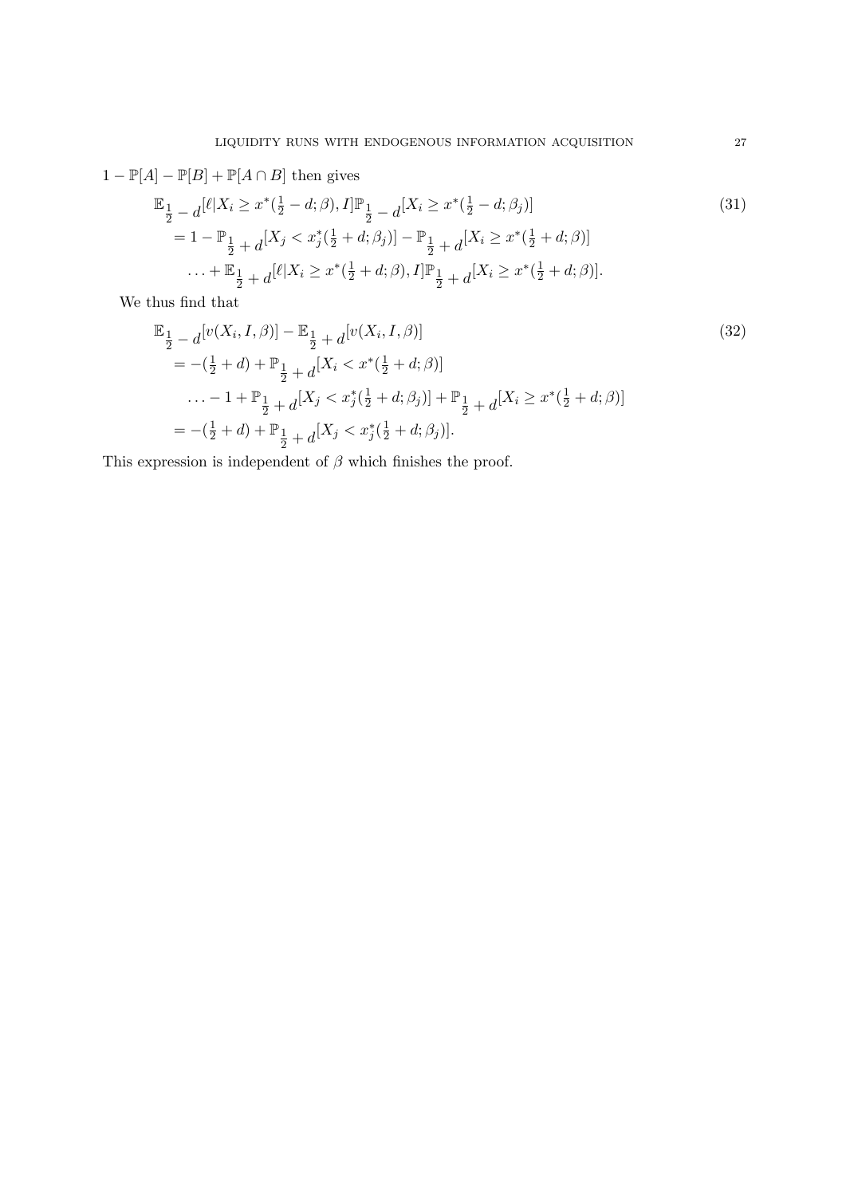$1 - \mathbb{P}[A] - \mathbb{P}[B] + \mathbb{P}[A \cap B]$ then gives

$$
\begin{aligned}
&\mathbb{E}_{\frac{1}{2}-d}[\ell | X_i \geq x^*(\tfrac{1}{2} - d; \beta), I]\mathbb{P}_{\frac{1}{2}-d}[X_i \geq x^*(\tfrac{1}{2} - d; \beta_j)] \\
&\quad = 1 - \mathbb{P}_{\frac{1}{2}+d}[X_j < x_j^*(\tfrac{1}{2} + d; \beta_j)] - \mathbb{P}_{\frac{1}{2}+d}[X_i \geq x^*(\tfrac{1}{2} + d; \beta)] \\
&\qquad \ldots + \mathbb{E}_{\frac{1}{2}+d}[\ell | X_i \geq x^*(\tfrac{1}{2} + d; \beta), I]\mathbb{P}_{\frac{1}{2}+d}[X_i \geq x^*(\tfrac{1}{2} + d; \beta)].
\end{aligned}
\tag{31}
$$

We thus find that

$$
\begin{aligned}
&\mathbb{E}_{\frac{1}{2}-d}[v(X_i, I, \beta)] - \mathbb{E}_{\frac{1}{2}+d}[v(X_i, I, \beta)] \\
&\quad = -(\tfrac{1}{2} + d) + \mathbb{P}_{\frac{1}{2}+d}[X_i < x^*(\tfrac{1}{2} + d; \beta)] \\
&\qquad \ldots - 1 + \mathbb{P}_{\frac{1}{2}+d}[X_j < x_j^*(\tfrac{1}{2} + d; \beta_j)] + \mathbb{P}_{\frac{1}{2}+d}[X_i \geq x^*(\tfrac{1}{2} + d; \beta)] \\
&\quad = -(\tfrac{1}{2} + d) + \mathbb{P}_{\frac{1}{2}+d}[X_j < x_j^*(\tfrac{1}{2} + d; \beta_j)].
\end{aligned}
\tag{32}
$$

This expression is independent of $\beta$ which finishes the proof.